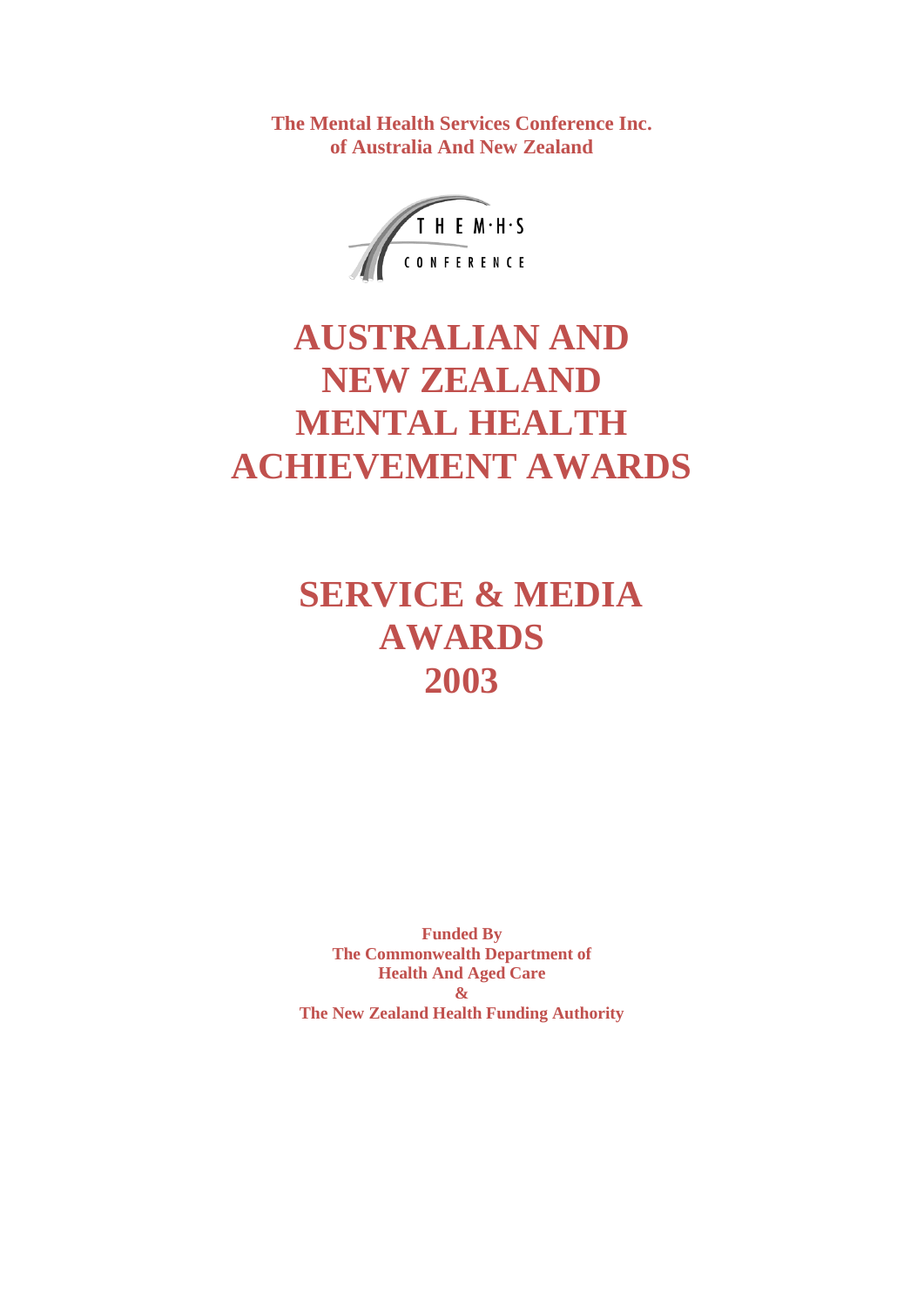**The Mental Health Services Conference Inc.**
**of Australia And New Zealand**

THE M·H·S
CONFERENCE

# AUSTRALIAN AND NEW ZEALAND MENTAL HEALTH ACHIEVEMENT AWARDS

# SERVICE & MEDIA AWARDS 2003

**Funded By**
**The Commonwealth Department of Health And Aged Care**
**&**
**The New Zealand Health Funding Authority**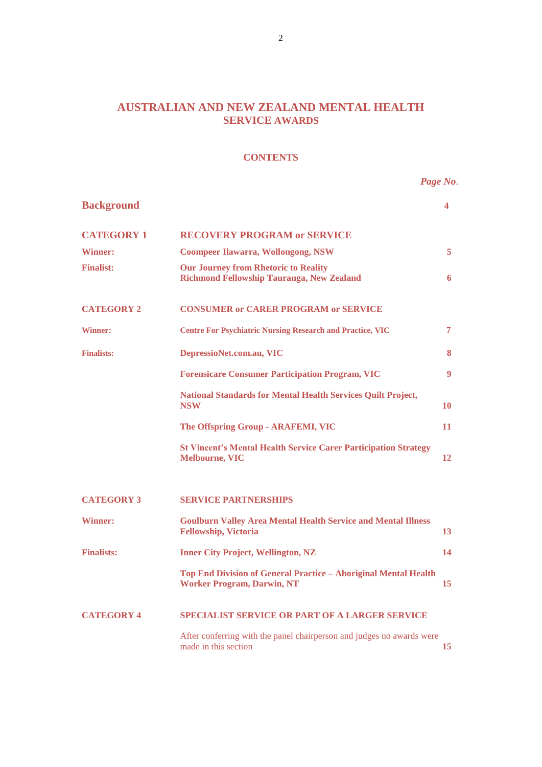# AUSTRALIAN AND NEW ZEALAND MENTAL HEALTH SERVICE AWARDS

## CONTENTS

| | | *Page No.* |
|---|---|---|
| **Background** | | **4** |
| **CATEGORY 1** | **RECOVERY PROGRAM or SERVICE** | |
| **Winner:** | **Coompeer Ilawarra, Wollongong, NSW** | **5** |
| **Finalist:** | **Our Journey from Rhetoric to Reality Richmond Fellowship Tauranga, New Zealand** | **6** |
| **CATEGORY 2** | **CONSUMER or CARER PROGRAM or SERVICE** | |
| **Winner:** | **Centre For Psychiatric Nursing Research and Practice, VIC** | **7** |
| **Finalists:** | **DepressioNet.com.au, VIC** | **8** |
| | **Forensicare Consumer Participation Program, VIC** | **9** |
| | **National Standards for Mental Health Services Quilt Project, NSW** | **10** |
| | **The Offspring Group - ARAFEMI, VIC** | **11** |
| | **St Vincent's Mental Health Service Carer Participation Strategy Melbourne, VIC** | **12** |
| **CATEGORY 3** | **SERVICE PARTNERSHIPS** | |
| **Winner:** | **Goulburn Valley Area Mental Health Service and Mental Illness Fellowship, Victoria** | **13** |
| **Finalists:** | **Inner City Project, Wellington, NZ** | **14** |
| | **Top End Division of General Practice – Aboriginal Mental Health Worker Program, Darwin, NT** | **15** |
| **CATEGORY 4** | **SPECIALIST SERVICE OR PART OF A LARGER SERVICE** | |
| | After conferring with the panel chairperson and judges no awards were made in this section | **15** |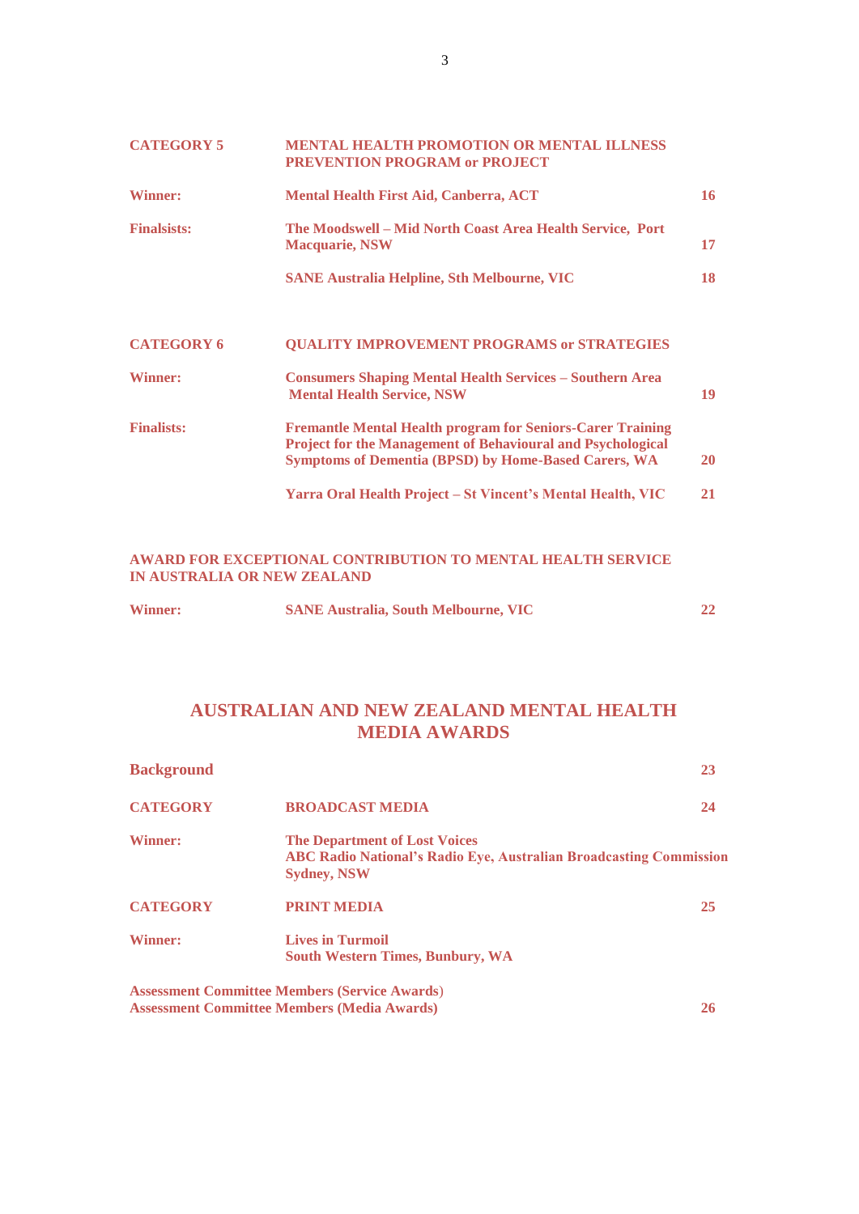| | | |
|---|---|---|
| **CATEGORY 5** | **MENTAL HEALTH PROMOTION OR MENTAL ILLNESS PREVENTION PROGRAM or PROJECT** | |
| **Winner:** | **Mental Health First Aid, Canberra, ACT** | **16** |
| **Finalsists:** | **The Moodswell – Mid North Coast Area Health Service, Port Macquarie, NSW** | **17** |
| | **SANE Australia Helpline, Sth Melbourne, VIC** | **18** |
| **CATEGORY 6** | **QUALITY IMPROVEMENT PROGRAMS or STRATEGIES** | |
| **Winner:** | **Consumers Shaping Mental Health Services – Southern Area Mental Health Service, NSW** | **19** |
| **Finalists:** | **Fremantle Mental Health program for Seniors-Carer Training Project for the Management of Behavioural and Psychological Symptoms of Dementia (BPSD) by Home-Based Carers, WA** | **20** |
| | **Yarra Oral Health Project – St Vincent's Mental Health, VIC** | **21** |

**AWARD FOR EXCEPTIONAL CONTRIBUTION TO MENTAL HEALTH SERVICE IN AUSTRALIA OR NEW ZEALAND**

| | | |
|---|---|---|
| **Winner:** | **SANE Australia, South Melbourne, VIC** | **22** |

## AUSTRALIAN AND NEW ZEALAND MENTAL HEALTH MEDIA AWARDS

| | | |
|---|---|---|
| **Background** | | **23** |
| **CATEGORY** | **BROADCAST MEDIA** | **24** |
| **Winner:** | **The Department of Lost Voices**<br>**ABC Radio National's Radio Eye, Australian Broadcasting Commission Sydney, NSW** | |
| **CATEGORY** | **PRINT MEDIA** | **25** |
| **Winner:** | **Lives in Turmoil**<br>**South Western Times, Bunbury, WA** | |

**Assessment Committee Members (Service Awards)**
**Assessment Committee Members (Media Awards)** **26**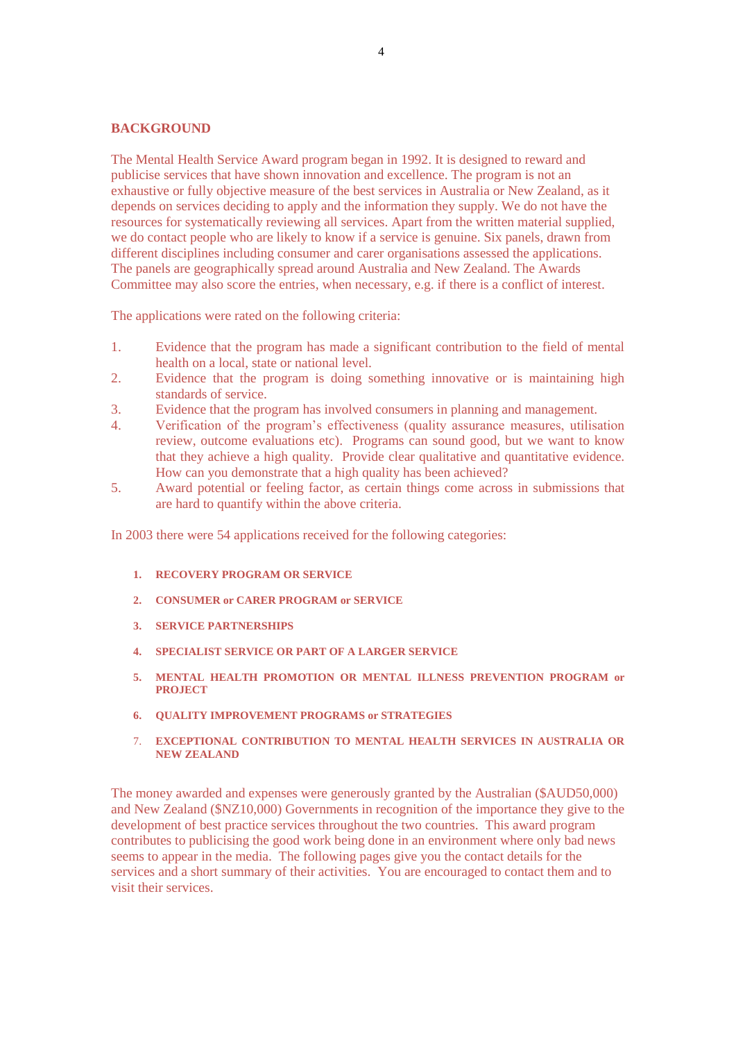## BACKGROUND

The Mental Health Service Award program began in 1992. It is designed to reward and publicise services that have shown innovation and excellence. The program is not an exhaustive or fully objective measure of the best services in Australia or New Zealand, as it depends on services deciding to apply and the information they supply. We do not have the resources for systematically reviewing all services. Apart from the written material supplied, we do contact people who are likely to know if a service is genuine. Six panels, drawn from different disciplines including consumer and carer organisations assessed the applications. The panels are geographically spread around Australia and New Zealand. The Awards Committee may also score the entries, when necessary, e.g. if there is a conflict of interest.

The applications were rated on the following criteria:

1. Evidence that the program has made a significant contribution to the field of mental health on a local, state or national level.
2. Evidence that the program is doing something innovative or is maintaining high standards of service.
3. Evidence that the program has involved consumers in planning and management.
4. Verification of the program's effectiveness (quality assurance measures, utilisation review, outcome evaluations etc). Programs can sound good, but we want to know that they achieve a high quality. Provide clear qualitative and quantitative evidence. How can you demonstrate that a high quality has been achieved?
5. Award potential or feeling factor, as certain things come across in submissions that are hard to quantify within the above criteria.

In 2003 there were 54 applications received for the following categories:

1. **RECOVERY PROGRAM OR SERVICE**
2. **CONSUMER or CARER PROGRAM or SERVICE**
3. **SERVICE PARTNERSHIPS**
4. **SPECIALIST SERVICE OR PART OF A LARGER SERVICE**
5. **MENTAL HEALTH PROMOTION OR MENTAL ILLNESS PREVENTION PROGRAM or PROJECT**
6. **QUALITY IMPROVEMENT PROGRAMS or STRATEGIES**
7. **EXCEPTIONAL CONTRIBUTION TO MENTAL HEALTH SERVICES IN AUSTRALIA OR NEW ZEALAND**

The money awarded and expenses were generously granted by the Australian ($AUD50,000) and New Zealand ($NZ10,000) Governments in recognition of the importance they give to the development of best practice services throughout the two countries. This award program contributes to publicising the good work being done in an environment where only bad news seems to appear in the media. The following pages give you the contact details for the services and a short summary of their activities. You are encouraged to contact them and to visit their services.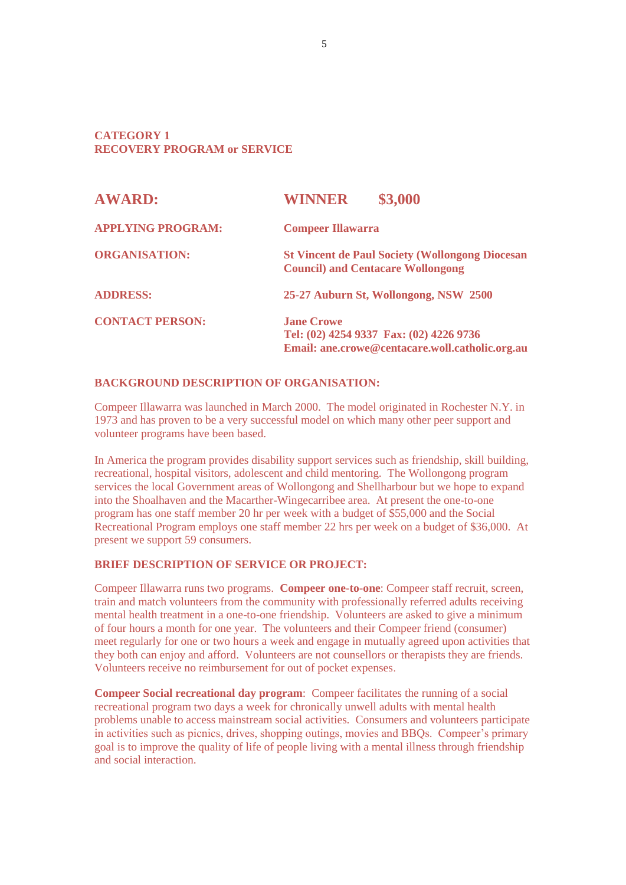**CATEGORY 1**
**RECOVERY PROGRAM or SERVICE**

| | |
|---|---|
| **AWARD:** | **WINNER $3,000** |
| **APPLYING PROGRAM:** | **Compeer Illawarra** |
| **ORGANISATION:** | **St Vincent de Paul Society (Wollongong Diocesan Council) and Centacare Wollongong** |
| **ADDRESS:** | **25-27 Auburn St, Wollongong, NSW 2500** |
| **CONTACT PERSON:** | **Jane Crowe**<br>**Tel: (02) 4254 9337 Fax: (02) 4226 9736**<br>**Email: ane.crowe@centacare.woll.catholic.org.au** |

**BACKGROUND DESCRIPTION OF ORGANISATION:**

Compeer Illawarra was launched in March 2000. The model originated in Rochester N.Y. in 1973 and has proven to be a very successful model on which many other peer support and volunteer programs have been based.

In America the program provides disability support services such as friendship, skill building, recreational, hospital visitors, adolescent and child mentoring. The Wollongong program services the local Government areas of Wollongong and Shellharbour but we hope to expand into the Shoalhaven and the Macarther-Wingecarribee area. At present the one-to-one program has one staff member 20 hr per week with a budget of $55,000 and the Social Recreational Program employs one staff member 22 hrs per week on a budget of $36,000. At present we support 59 consumers.

**BRIEF DESCRIPTION OF SERVICE OR PROJECT:**

Compeer Illawarra runs two programs. **Compeer one-to-one**: Compeer staff recruit, screen, train and match volunteers from the community with professionally referred adults receiving mental health treatment in a one-to-one friendship. Volunteers are asked to give a minimum of four hours a month for one year. The volunteers and their Compeer friend (consumer) meet regularly for one or two hours a week and engage in mutually agreed upon activities that they both can enjoy and afford. Volunteers are not counsellors or therapists they are friends. Volunteers receive no reimbursement for out of pocket expenses.

**Compeer Social recreational day program**: Compeer facilitates the running of a social recreational program two days a week for chronically unwell adults with mental health problems unable to access mainstream social activities. Consumers and volunteers participate in activities such as picnics, drives, shopping outings, movies and BBQs. Compeer's primary goal is to improve the quality of life of people living with a mental illness through friendship and social interaction.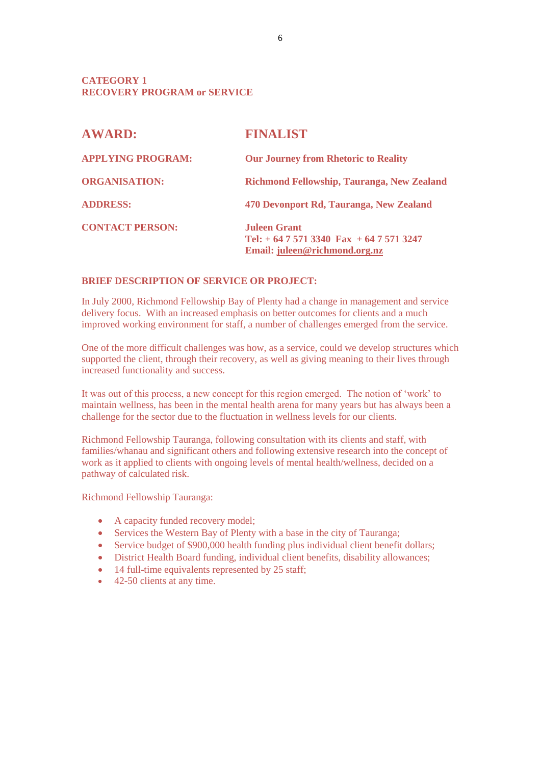**CATEGORY 1**
**RECOVERY PROGRAM or SERVICE**

| | |
|---|---|
| **AWARD:** | **FINALIST** |
| **APPLYING PROGRAM:** | **Our Journey from Rhetoric to Reality** |
| **ORGANISATION:** | **Richmond Fellowship, Tauranga, New Zealand** |
| **ADDRESS:** | **470 Devonport Rd, Tauranga, New Zealand** |
| **CONTACT PERSON:** | **Juleen Grant**<br>**Tel: + 64 7 571 3340 Fax + 64 7 571 3247**<br>**Email: juleen@richmond.org.nz** |

**BRIEF DESCRIPTION OF SERVICE OR PROJECT:**

In July 2000, Richmond Fellowship Bay of Plenty had a change in management and service delivery focus. With an increased emphasis on better outcomes for clients and a much improved working environment for staff, a number of challenges emerged from the service.

One of the more difficult challenges was how, as a service, could we develop structures which supported the client, through their recovery, as well as giving meaning to their lives through increased functionality and success.

It was out of this process, a new concept for this region emerged. The notion of 'work' to maintain wellness, has been in the mental health arena for many years but has always been a challenge for the sector due to the fluctuation in wellness levels for our clients.

Richmond Fellowship Tauranga, following consultation with its clients and staff, with families/whanau and significant others and following extensive research into the concept of work as it applied to clients with ongoing levels of mental health/wellness, decided on a pathway of calculated risk.

Richmond Fellowship Tauranga:

- A capacity funded recovery model;
- Services the Western Bay of Plenty with a base in the city of Tauranga;
- Service budget of $900,000 health funding plus individual client benefit dollars;
- District Health Board funding, individual client benefits, disability allowances;
- 14 full-time equivalents represented by 25 staff;
- 42-50 clients at any time.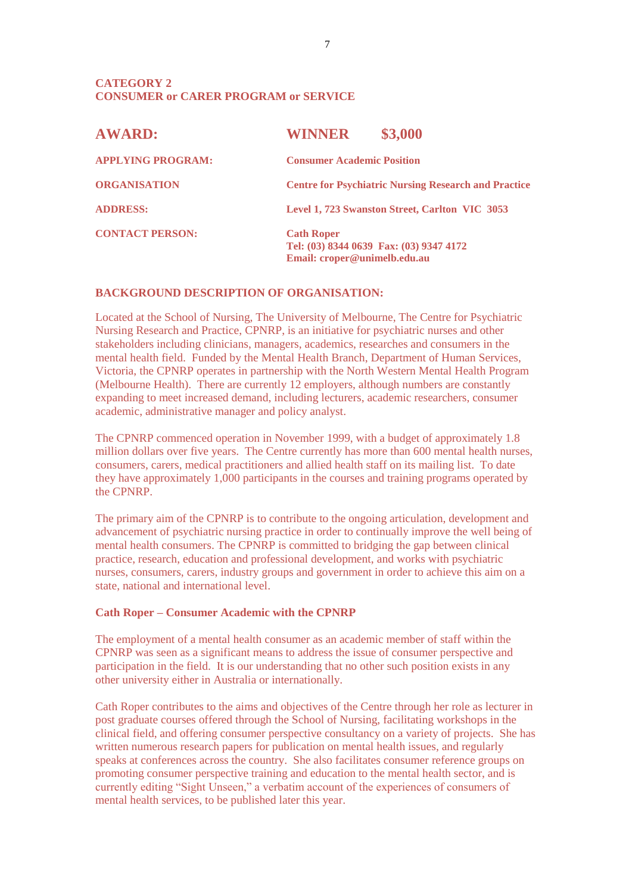**CATEGORY 2**
**CONSUMER or CARER PROGRAM or SERVICE**

| | |
|---|---|
| **AWARD:** | **WINNER $3,000** |
| **APPLYING PROGRAM:** | **Consumer Academic Position** |
| **ORGANISATION** | **Centre for Psychiatric Nursing Research and Practice** |
| **ADDRESS:** | **Level 1, 723 Swanston Street, Carlton VIC 3053** |
| **CONTACT PERSON:** | **Cath Roper**<br>**Tel: (03) 8344 0639 Fax: (03) 9347 4172**<br>**Email: croper@unimelb.edu.au** |

**BACKGROUND DESCRIPTION OF ORGANISATION:**

Located at the School of Nursing, The University of Melbourne, The Centre for Psychiatric Nursing Research and Practice, CPNRP, is an initiative for psychiatric nurses and other stakeholders including clinicians, managers, academics, researches and consumers in the mental health field. Funded by the Mental Health Branch, Department of Human Services, Victoria, the CPNRP operates in partnership with the North Western Mental Health Program (Melbourne Health). There are currently 12 employers, although numbers are constantly expanding to meet increased demand, including lecturers, academic researchers, consumer academic, administrative manager and policy analyst.

The CPNRP commenced operation in November 1999, with a budget of approximately 1.8 million dollars over five years. The Centre currently has more than 600 mental health nurses, consumers, carers, medical practitioners and allied health staff on its mailing list. To date they have approximately 1,000 participants in the courses and training programs operated by the CPNRP.

The primary aim of the CPNRP is to contribute to the ongoing articulation, development and advancement of psychiatric nursing practice in order to continually improve the well being of mental health consumers. The CPNRP is committed to bridging the gap between clinical practice, research, education and professional development, and works with psychiatric nurses, consumers, carers, industry groups and government in order to achieve this aim on a state, national and international level.

**Cath Roper – Consumer Academic with the CPNRP**

The employment of a mental health consumer as an academic member of staff within the CPNRP was seen as a significant means to address the issue of consumer perspective and participation in the field. It is our understanding that no other such position exists in any other university either in Australia or internationally.

Cath Roper contributes to the aims and objectives of the Centre through her role as lecturer in post graduate courses offered through the School of Nursing, facilitating workshops in the clinical field, and offering consumer perspective consultancy on a variety of projects. She has written numerous research papers for publication on mental health issues, and regularly speaks at conferences across the country. She also facilitates consumer reference groups on promoting consumer perspective training and education to the mental health sector, and is currently editing "Sight Unseen," a verbatim account of the experiences of consumers of mental health services, to be published later this year.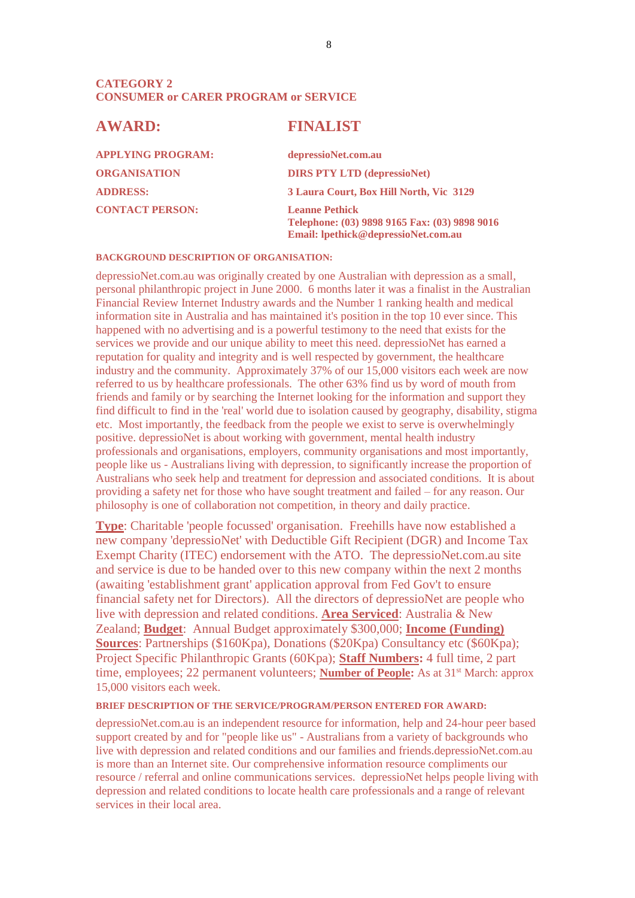## CATEGORY 2
## CONSUMER or CARER PROGRAM or SERVICE

## AWARD: FINALIST

| | |
|---|---|
| **APPLYING PROGRAM:** | **depressioNet.com.au** |
| **ORGANISATION** | **DIRS PTY LTD (depressioNet)** |
| **ADDRESS:** | **3 Laura Court, Box Hill North, Vic 3129** |
| **CONTACT PERSON:** | **Leanne Pethick**<br>**Telephone: (03) 9898 9165 Fax: (03) 9898 9016**<br>**Email: lpethick@depressioNet.com.au** |

**BACKGROUND DESCRIPTION OF ORGANISATION:**

depressioNet.com.au was originally created by one Australian with depression as a small, personal philanthropic project in June 2000. 6 months later it was a finalist in the Australian Financial Review Internet Industry awards and the Number 1 ranking health and medical information site in Australia and has maintained it's position in the top 10 ever since. This happened with no advertising and is a powerful testimony to the need that exists for the services we provide and our unique ability to meet this need. depressioNet has earned a reputation for quality and integrity and is well respected by government, the healthcare industry and the community. Approximately 37% of our 15,000 visitors each week are now referred to us by healthcare professionals. The other 63% find us by word of mouth from friends and family or by searching the Internet looking for the information and support they find difficult to find in the 'real' world due to isolation caused by geography, disability, stigma etc. Most importantly, the feedback from the people we exist to serve is overwhelmingly positive. depressioNet is about working with government, mental health industry professionals and organisations, employers, community organisations and most importantly, people like us - Australians living with depression, to significantly increase the proportion of Australians who seek help and treatment for depression and associated conditions. It is about providing a safety net for those who have sought treatment and failed – for any reason. Our philosophy is one of collaboration not competition, in theory and daily practice.

**Type**: Charitable 'people focussed' organisation. Freehills have now established a new company 'depressioNet' with Deductible Gift Recipient (DGR) and Income Tax Exempt Charity (ITEC) endorsement with the ATO. The depressioNet.com.au site and service is due to be handed over to this new company within the next 2 months (awaiting 'establishment grant' application approval from Fed Gov't to ensure financial safety net for Directors). All the directors of depressioNet are people who live with depression and related conditions. **Area Serviced**: Australia & New Zealand; **Budget**: Annual Budget approximately $300,000; **Income (Funding) Sources**: Partnerships ($160Kpa), Donations ($20Kpa) Consultancy etc ($60Kpa); Project Specific Philanthropic Grants (60Kpa); **Staff Numbers:** 4 full time, 2 part time, employees; 22 permanent volunteers; **Number of People:** As at 31st March: approx 15,000 visitors each week.

**BRIEF DESCRIPTION OF THE SERVICE/PROGRAM/PERSON ENTERED FOR AWARD:**

depressioNet.com.au is an independent resource for information, help and 24-hour peer based support created by and for "people like us" - Australians from a variety of backgrounds who live with depression and related conditions and our families and friends.depressioNet.com.au is more than an Internet site. Our comprehensive information resource compliments our resource / referral and online communications services. depressioNet helps people living with depression and related conditions to locate health care professionals and a range of relevant services in their local area.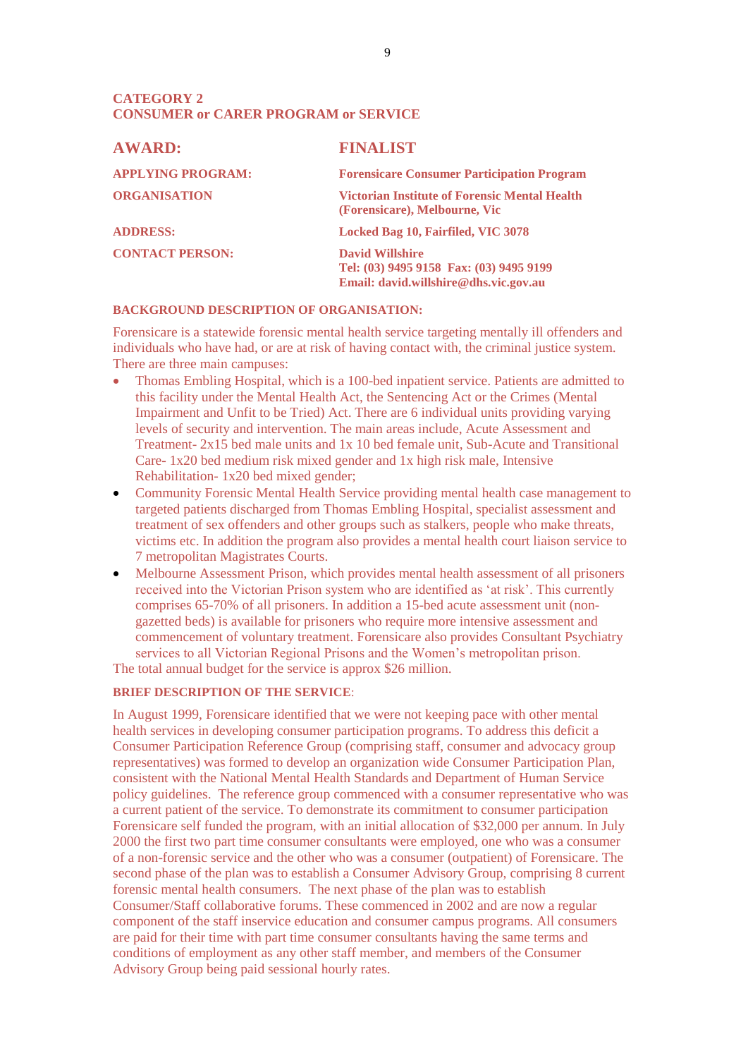## CATEGORY 2
## CONSUMER or CARER PROGRAM or SERVICE

| **AWARD:** | **FINALIST** |
|---|---|
| **APPLYING PROGRAM:** | **Forensicare Consumer Participation Program** |
| **ORGANISATION** | **Victorian Institute of Forensic Mental Health (Forensicare), Melbourne, Vic** |
| **ADDRESS:** | **Locked Bag 10, Fairfiled, VIC 3078** |
| **CONTACT PERSON:** | **David Willshire**<br>**Tel: (03) 9495 9158 Fax: (03) 9495 9199**<br>**Email: david.willshire@dhs.vic.gov.au** |

**BACKGROUND DESCRIPTION OF ORGANISATION:**

Forensicare is a statewide forensic mental health service targeting mentally ill offenders and individuals who have had, or are at risk of having contact with, the criminal justice system. There are three main campuses:

- Thomas Embling Hospital, which is a 100-bed inpatient service. Patients are admitted to this facility under the Mental Health Act, the Sentencing Act or the Crimes (Mental Impairment and Unfit to be Tried) Act. There are 6 individual units providing varying levels of security and intervention. The main areas include, Acute Assessment and Treatment- 2x15 bed male units and 1x 10 bed female unit, Sub-Acute and Transitional Care- 1x20 bed medium risk mixed gender and 1x high risk male, Intensive Rehabilitation- 1x20 bed mixed gender;
- Community Forensic Mental Health Service providing mental health case management to targeted patients discharged from Thomas Embling Hospital, specialist assessment and treatment of sex offenders and other groups such as stalkers, people who make threats, victims etc. In addition the program also provides a mental health court liaison service to 7 metropolitan Magistrates Courts.
- Melbourne Assessment Prison, which provides mental health assessment of all prisoners received into the Victorian Prison system who are identified as 'at risk'. This currently comprises 65-70% of all prisoners. In addition a 15-bed acute assessment unit (non-gazetted beds) is available for prisoners who require more intensive assessment and commencement of voluntary treatment. Forensicare also provides Consultant Psychiatry services to all Victorian Regional Prisons and the Women's metropolitan prison.

The total annual budget for the service is approx $26 million.

**BRIEF DESCRIPTION OF THE SERVICE**:

In August 1999, Forensicare identified that we were not keeping pace with other mental health services in developing consumer participation programs. To address this deficit a Consumer Participation Reference Group (comprising staff, consumer and advocacy group representatives) was formed to develop an organization wide Consumer Participation Plan, consistent with the National Mental Health Standards and Department of Human Service policy guidelines. The reference group commenced with a consumer representative who was a current patient of the service. To demonstrate its commitment to consumer participation Forensicare self funded the program, with an initial allocation of $32,000 per annum. In July 2000 the first two part time consumer consultants were employed, one who was a consumer of a non-forensic service and the other who was a consumer (outpatient) of Forensicare. The second phase of the plan was to establish a Consumer Advisory Group, comprising 8 current forensic mental health consumers. The next phase of the plan was to establish Consumer/Staff collaborative forums. These commenced in 2002 and are now a regular component of the staff inservice education and consumer campus programs. All consumers are paid for their time with part time consumer consultants having the same terms and conditions of employment as any other staff member, and members of the Consumer Advisory Group being paid sessional hourly rates.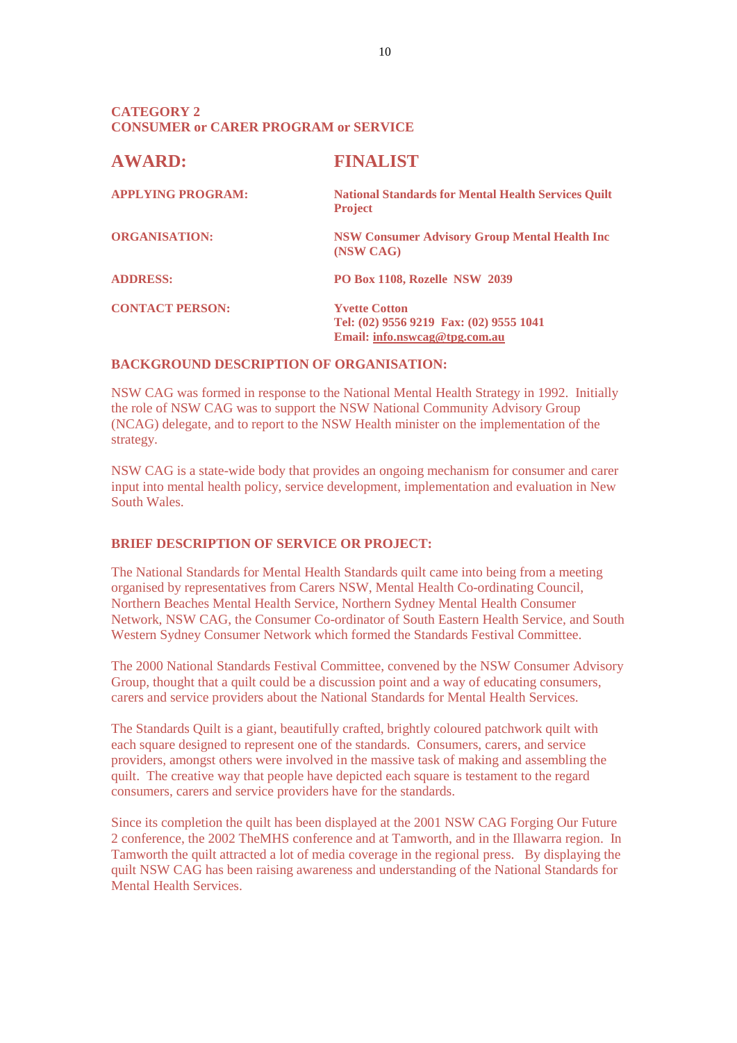## CATEGORY 2
## CONSUMER or CARER PROGRAM or SERVICE

| | |
|---|---|
| **AWARD:** | **FINALIST** |
| **APPLYING PROGRAM:** | **National Standards for Mental Health Services Quilt Project** |
| **ORGANISATION:** | **NSW Consumer Advisory Group Mental Health Inc (NSW CAG)** |
| **ADDRESS:** | **PO Box 1108, Rozelle NSW 2039** |
| **CONTACT PERSON:** | **Yvette Cotton**<br>**Tel: (02) 9556 9219 Fax: (02) 9555 1041**<br>**Email: info.nswcag@tpg.com.au** |

### BACKGROUND DESCRIPTION OF ORGANISATION:

NSW CAG was formed in response to the National Mental Health Strategy in 1992. Initially the role of NSW CAG was to support the NSW National Community Advisory Group (NCAG) delegate, and to report to the NSW Health minister on the implementation of the strategy.

NSW CAG is a state-wide body that provides an ongoing mechanism for consumer and carer input into mental health policy, service development, implementation and evaluation in New South Wales.

### BRIEF DESCRIPTION OF SERVICE OR PROJECT:

The National Standards for Mental Health Standards quilt came into being from a meeting organised by representatives from Carers NSW, Mental Health Co-ordinating Council, Northern Beaches Mental Health Service, Northern Sydney Mental Health Consumer Network, NSW CAG, the Consumer Co-ordinator of South Eastern Health Service, and South Western Sydney Consumer Network which formed the Standards Festival Committee.

The 2000 National Standards Festival Committee, convened by the NSW Consumer Advisory Group, thought that a quilt could be a discussion point and a way of educating consumers, carers and service providers about the National Standards for Mental Health Services.

The Standards Quilt is a giant, beautifully crafted, brightly coloured patchwork quilt with each square designed to represent one of the standards. Consumers, carers, and service providers, amongst others were involved in the massive task of making and assembling the quilt. The creative way that people have depicted each square is testament to the regard consumers, carers and service providers have for the standards.

Since its completion the quilt has been displayed at the 2001 NSW CAG Forging Our Future 2 conference, the 2002 TheMHS conference and at Tamworth, and in the Illawarra region. In Tamworth the quilt attracted a lot of media coverage in the regional press. By displaying the quilt NSW CAG has been raising awareness and understanding of the National Standards for Mental Health Services.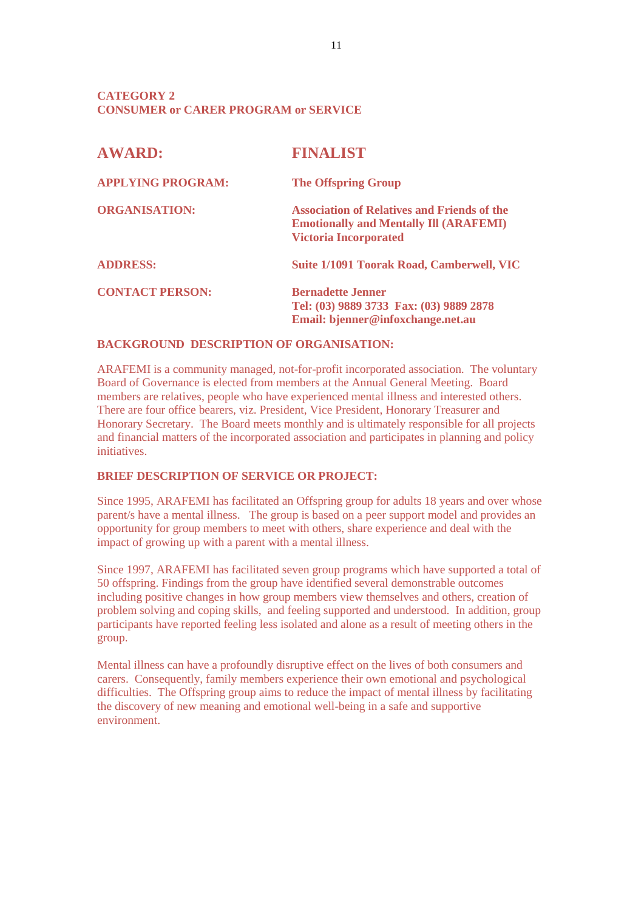**CATEGORY 2**
**CONSUMER or CARER PROGRAM or SERVICE**

| | |
|---|---|
| **AWARD:** | **FINALIST** |
| **APPLYING PROGRAM:** | **The Offspring Group** |
| **ORGANISATION:** | **Association of Relatives and Friends of the Emotionally and Mentally Ill (ARAFEMI) Victoria Incorporated** |
| **ADDRESS:** | **Suite 1/1091 Toorak Road, Camberwell, VIC** |
| **CONTACT PERSON:** | **Bernadette Jenner**<br>**Tel: (03) 9889 3733 Fax: (03) 9889 2878**<br>**Email: bjenner@infoxchange.net.au** |

**BACKGROUND DESCRIPTION OF ORGANISATION:**

ARAFEMI is a community managed, not-for-profit incorporated association. The voluntary Board of Governance is elected from members at the Annual General Meeting. Board members are relatives, people who have experienced mental illness and interested others. There are four office bearers, viz. President, Vice President, Honorary Treasurer and Honorary Secretary. The Board meets monthly and is ultimately responsible for all projects and financial matters of the incorporated association and participates in planning and policy initiatives.

**BRIEF DESCRIPTION OF SERVICE OR PROJECT:**

Since 1995, ARAFEMI has facilitated an Offspring group for adults 18 years and over whose parent/s have a mental illness. The group is based on a peer support model and provides an opportunity for group members to meet with others, share experience and deal with the impact of growing up with a parent with a mental illness.

Since 1997, ARAFEMI has facilitated seven group programs which have supported a total of 50 offspring. Findings from the group have identified several demonstrable outcomes including positive changes in how group members view themselves and others, creation of problem solving and coping skills, and feeling supported and understood. In addition, group participants have reported feeling less isolated and alone as a result of meeting others in the group.

Mental illness can have a profoundly disruptive effect on the lives of both consumers and carers. Consequently, family members experience their own emotional and psychological difficulties. The Offspring group aims to reduce the impact of mental illness by facilitating the discovery of new meaning and emotional well-being in a safe and supportive environment.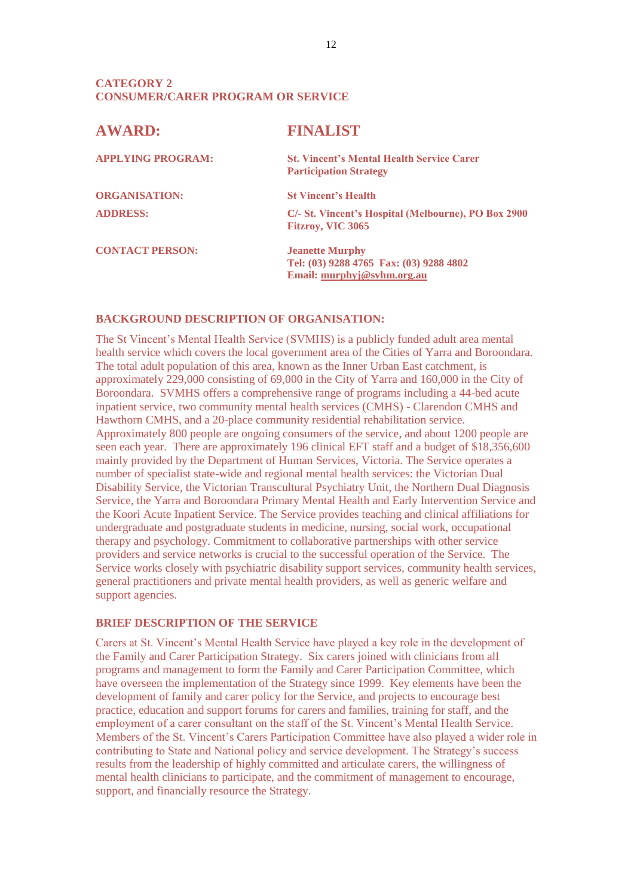## CATEGORY 2
## CONSUMER/CARER PROGRAM OR SERVICE

| | |
|---|---|
| **AWARD:** | **FINALIST** |
| **APPLYING PROGRAM:** | **St. Vincent's Mental Health Service Carer Participation Strategy** |
| **ORGANISATION:** | **St Vincent's Health** |
| **ADDRESS:** | **C/- St. Vincent's Hospital (Melbourne), PO Box 2900 Fitzroy, VIC 3065** |
| **CONTACT PERSON:** | **Jeanette Murphy**<br>**Tel: (03) 9288 4765 Fax: (03) 9288 4802**<br>**Email: murphyj@svhm.org.au** |

### BACKGROUND DESCRIPTION OF ORGANISATION:

The St Vincent's Mental Health Service (SVMHS) is a publicly funded adult area mental health service which covers the local government area of the Cities of Yarra and Boroondara. The total adult population of this area, known as the Inner Urban East catchment, is approximately 229,000 consisting of 69,000 in the City of Yarra and 160,000 in the City of Boroondara. SVMHS offers a comprehensive range of programs including a 44-bed acute inpatient service, two community mental health services (CMHS) - Clarendon CMHS and Hawthorn CMHS, and a 20-place community residential rehabilitation service. Approximately 800 people are ongoing consumers of the service, and about 1200 people are seen each year. There are approximately 196 clinical EFT staff and a budget of $18,356,600 mainly provided by the Department of Human Services, Victoria. The Service operates a number of specialist state-wide and regional mental health services: the Victorian Dual Disability Service, the Victorian Transcultural Psychiatry Unit, the Northern Dual Diagnosis Service, the Yarra and Boroondara Primary Mental Health and Early Intervention Service and the Koori Acute Inpatient Service. The Service provides teaching and clinical affiliations for undergraduate and postgraduate students in medicine, nursing, social work, occupational therapy and psychology. Commitment to collaborative partnerships with other service providers and service networks is crucial to the successful operation of the Service. The Service works closely with psychiatric disability support services, community health services, general practitioners and private mental health providers, as well as generic welfare and support agencies.

### BRIEF DESCRIPTION OF THE SERVICE

Carers at St. Vincent's Mental Health Service have played a key role in the development of the Family and Carer Participation Strategy. Six carers joined with clinicians from all programs and management to form the Family and Carer Participation Committee, which have overseen the implementation of the Strategy since 1999. Key elements have been the development of family and carer policy for the Service, and projects to encourage best practice, education and support forums for carers and families, training for staff, and the employment of a carer consultant on the staff of the St. Vincent's Mental Health Service. Members of the St. Vincent's Carers Participation Committee have also played a wider role in contributing to State and National policy and service development. The Strategy's success results from the leadership of highly committed and articulate carers, the willingness of mental health clinicians to participate, and the commitment of management to encourage, support, and financially resource the Strategy.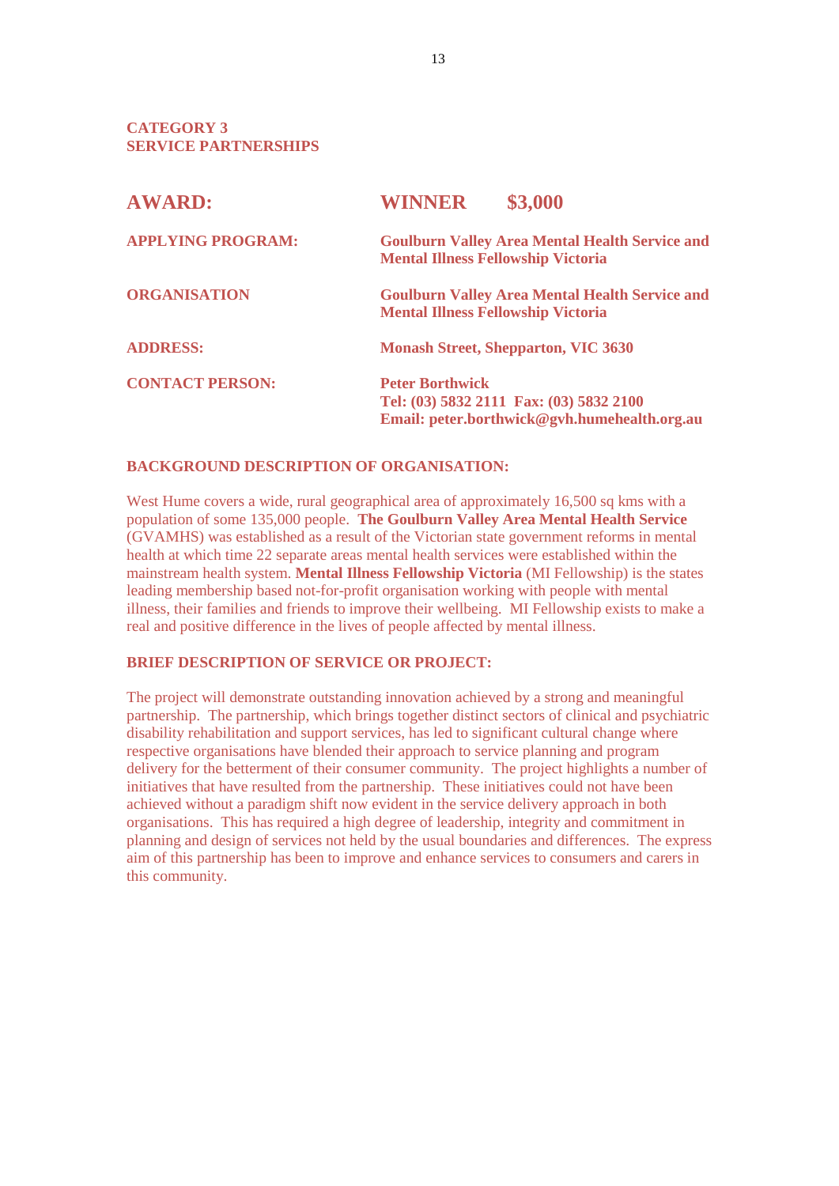## CATEGORY 3
## SERVICE PARTNERSHIPS

| | |
|---|---|
| **AWARD:** | **WINNER $3,000** |
| **APPLYING PROGRAM:** | **Goulburn Valley Area Mental Health Service and Mental Illness Fellowship Victoria** |
| **ORGANISATION** | **Goulburn Valley Area Mental Health Service and Mental Illness Fellowship Victoria** |
| **ADDRESS:** | **Monash Street, Shepparton, VIC 3630** |
| **CONTACT PERSON:** | **Peter Borthwick**<br>**Tel: (03) 5832 2111 Fax: (03) 5832 2100**<br>**Email: peter.borthwick@gvh.humehealth.org.au** |

### BACKGROUND DESCRIPTION OF ORGANISATION:

West Hume covers a wide, rural geographical area of approximately 16,500 sq kms with a population of some 135,000 people. **The Goulburn Valley Area Mental Health Service** (GVAMHS) was established as a result of the Victorian state government reforms in mental health at which time 22 separate areas mental health services were established within the mainstream health system. **Mental Illness Fellowship Victoria** (MI Fellowship) is the states leading membership based not-for-profit organisation working with people with mental illness, their families and friends to improve their wellbeing. MI Fellowship exists to make a real and positive difference in the lives of people affected by mental illness.

### BRIEF DESCRIPTION OF SERVICE OR PROJECT:

The project will demonstrate outstanding innovation achieved by a strong and meaningful partnership. The partnership, which brings together distinct sectors of clinical and psychiatric disability rehabilitation and support services, has led to significant cultural change where respective organisations have blended their approach to service planning and program delivery for the betterment of their consumer community. The project highlights a number of initiatives that have resulted from the partnership. These initiatives could not have been achieved without a paradigm shift now evident in the service delivery approach in both organisations. This has required a high degree of leadership, integrity and commitment in planning and design of services not held by the usual boundaries and differences. The express aim of this partnership has been to improve and enhance services to consumers and carers in this community.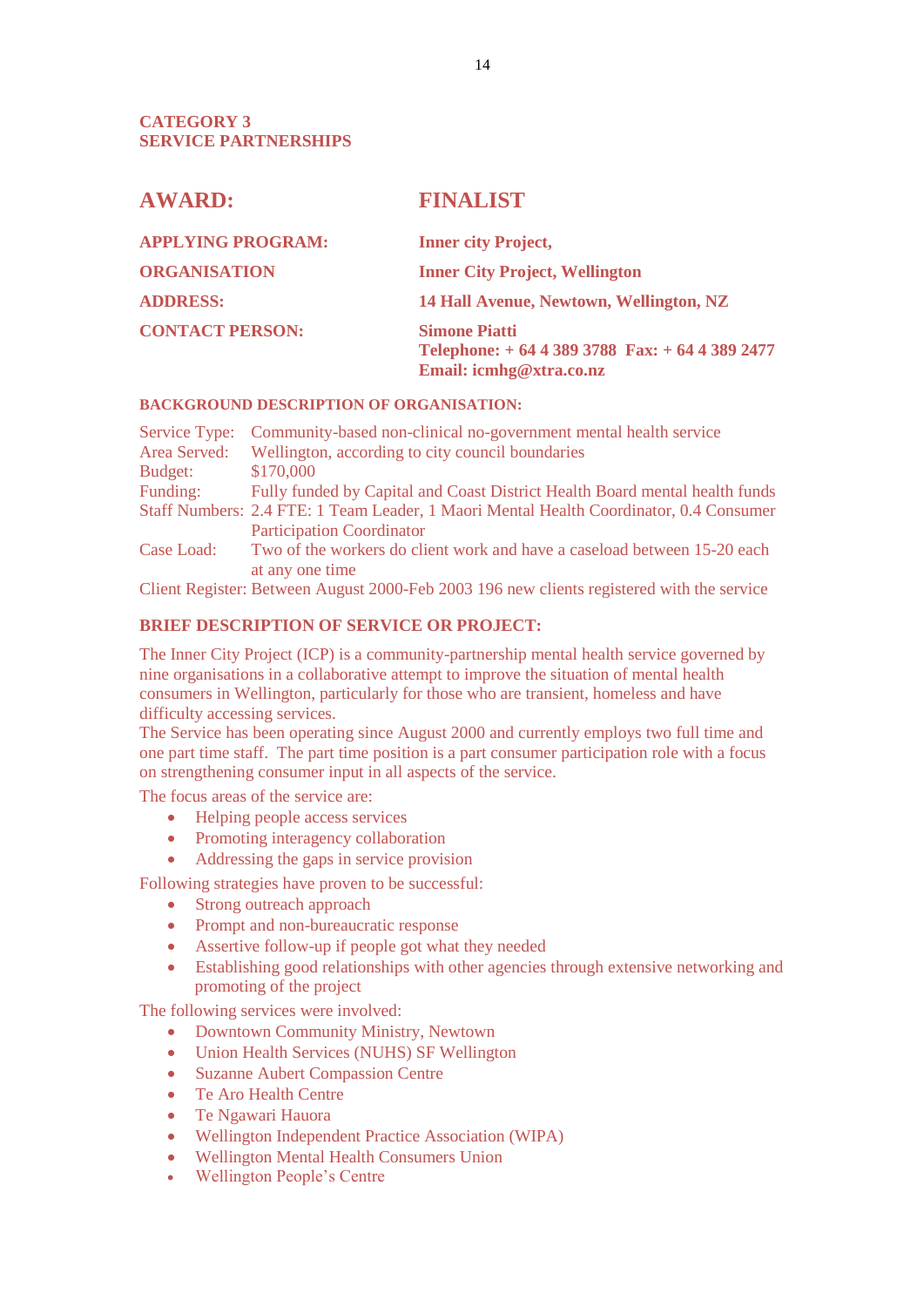**CATEGORY 3**
**SERVICE PARTNERSHIPS**

## AWARD: FINALIST

**APPLYING PROGRAM:** Inner city Project,

**ORGANISATION** Inner City Project, Wellington

**ADDRESS:** 14 Hall Avenue, Newtown, Wellington, NZ

**CONTACT PERSON:** Simone Piatti
Telephone: + 64 4 389 3788 Fax: + 64 4 389 2477
Email: icmhg@xtra.co.nz

### BACKGROUND DESCRIPTION OF ORGANISATION:

Service Type: Community-based non-clinical no-government mental health service
Area Served: Wellington, according to city council boundaries
Budget: $170,000
Funding: Fully funded by Capital and Coast District Health Board mental health funds
Staff Numbers: 2.4 FTE: 1 Team Leader, 1 Maori Mental Health Coordinator, 0.4 Consumer Participation Coordinator
Case Load: Two of the workers do client work and have a caseload between 15-20 each at any one time
Client Register: Between August 2000-Feb 2003 196 new clients registered with the service

### BRIEF DESCRIPTION OF SERVICE OR PROJECT:

The Inner City Project (ICP) is a community-partnership mental health service governed by nine organisations in a collaborative attempt to improve the situation of mental health consumers in Wellington, particularly for those who are transient, homeless and have difficulty accessing services.
The Service has been operating since August 2000 and currently employs two full time and one part time staff. The part time position is a part consumer participation role with a focus on strengthening consumer input in all aspects of the service.

The focus areas of the service are:

- Helping people access services
- Promoting interagency collaboration
- Addressing the gaps in service provision

Following strategies have proven to be successful:

- Strong outreach approach
- Prompt and non-bureaucratic response
- Assertive follow-up if people got what they needed
- Establishing good relationships with other agencies through extensive networking and promoting of the project

The following services were involved:

- Downtown Community Ministry, Newtown
- Union Health Services (NUHS) SF Wellington
- Suzanne Aubert Compassion Centre
- Te Aro Health Centre
- Te Ngawari Hauora
- Wellington Independent Practice Association (WIPA)
- Wellington Mental Health Consumers Union
- Wellington People's Centre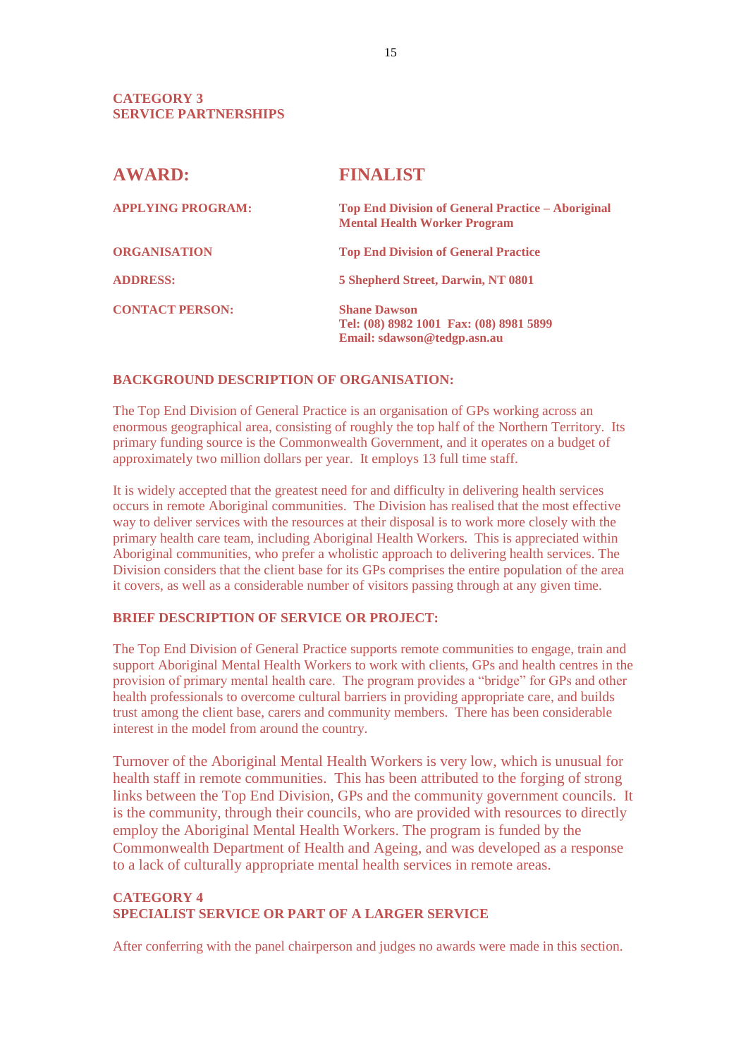## CATEGORY 3
## SERVICE PARTNERSHIPS

| | |
|---|---|
| **AWARD:** | **FINALIST** |
| **APPLYING PROGRAM:** | **Top End Division of General Practice – Aboriginal Mental Health Worker Program** |
| **ORGANISATION** | **Top End Division of General Practice** |
| **ADDRESS:** | **5 Shepherd Street, Darwin, NT 0801** |
| **CONTACT PERSON:** | **Shane Dawson**<br>**Tel: (08) 8982 1001 Fax: (08) 8981 5899**<br>**Email: sdawson@tedgp.asn.au** |

### BACKGROUND DESCRIPTION OF ORGANISATION:

The Top End Division of General Practice is an organisation of GPs working across an enormous geographical area, consisting of roughly the top half of the Northern Territory. Its primary funding source is the Commonwealth Government, and it operates on a budget of approximately two million dollars per year. It employs 13 full time staff.

It is widely accepted that the greatest need for and difficulty in delivering health services occurs in remote Aboriginal communities. The Division has realised that the most effective way to deliver services with the resources at their disposal is to work more closely with the primary health care team, including Aboriginal Health Workers. This is appreciated within Aboriginal communities, who prefer a wholistic approach to delivering health services. The Division considers that the client base for its GPs comprises the entire population of the area it covers, as well as a considerable number of visitors passing through at any given time.

### BRIEF DESCRIPTION OF SERVICE OR PROJECT:

The Top End Division of General Practice supports remote communities to engage, train and support Aboriginal Mental Health Workers to work with clients, GPs and health centres in the provision of primary mental health care. The program provides a "bridge" for GPs and other health professionals to overcome cultural barriers in providing appropriate care, and builds trust among the client base, carers and community members. There has been considerable interest in the model from around the country.

Turnover of the Aboriginal Mental Health Workers is very low, which is unusual for health staff in remote communities. This has been attributed to the forging of strong links between the Top End Division, GPs and the community government councils. It is the community, through their councils, who are provided with resources to directly employ the Aboriginal Mental Health Workers. The program is funded by the Commonwealth Department of Health and Ageing, and was developed as a response to a lack of culturally appropriate mental health services in remote areas.

## CATEGORY 4
## SPECIALIST SERVICE OR PART OF A LARGER SERVICE

After conferring with the panel chairperson and judges no awards were made in this section.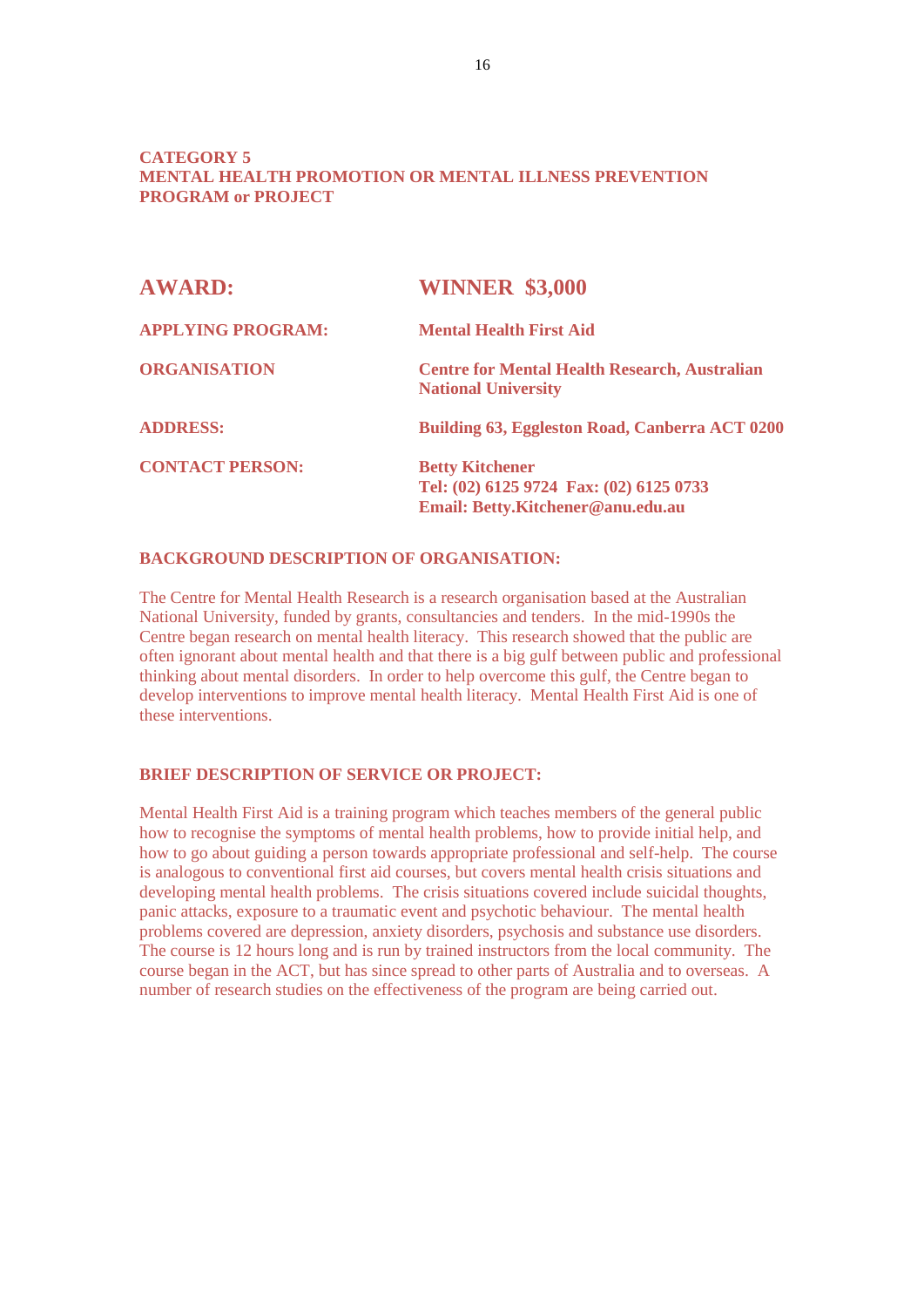## CATEGORY 5
## MENTAL HEALTH PROMOTION OR MENTAL ILLNESS PREVENTION PROGRAM or PROJECT

| | |
|---|---|
| **AWARD:** | **WINNER $3,000** |
| **APPLYING PROGRAM:** | **Mental Health First Aid** |
| **ORGANISATION** | **Centre for Mental Health Research, Australian National University** |
| **ADDRESS:** | **Building 63, Eggleston Road, Canberra ACT 0200** |
| **CONTACT PERSON:** | **Betty Kitchener**<br>**Tel: (02) 6125 9724 Fax: (02) 6125 0733**<br>**Email: Betty.Kitchener@anu.edu.au** |

### BACKGROUND DESCRIPTION OF ORGANISATION:

The Centre for Mental Health Research is a research organisation based at the Australian National University, funded by grants, consultancies and tenders. In the mid-1990s the Centre began research on mental health literacy. This research showed that the public are often ignorant about mental health and that there is a big gulf between public and professional thinking about mental disorders. In order to help overcome this gulf, the Centre began to develop interventions to improve mental health literacy. Mental Health First Aid is one of these interventions.

### BRIEF DESCRIPTION OF SERVICE OR PROJECT:

Mental Health First Aid is a training program which teaches members of the general public how to recognise the symptoms of mental health problems, how to provide initial help, and how to go about guiding a person towards appropriate professional and self-help. The course is analogous to conventional first aid courses, but covers mental health crisis situations and developing mental health problems. The crisis situations covered include suicidal thoughts, panic attacks, exposure to a traumatic event and psychotic behaviour. The mental health problems covered are depression, anxiety disorders, psychosis and substance use disorders. The course is 12 hours long and is run by trained instructors from the local community. The course began in the ACT, but has since spread to other parts of Australia and to overseas. A number of research studies on the effectiveness of the program are being carried out.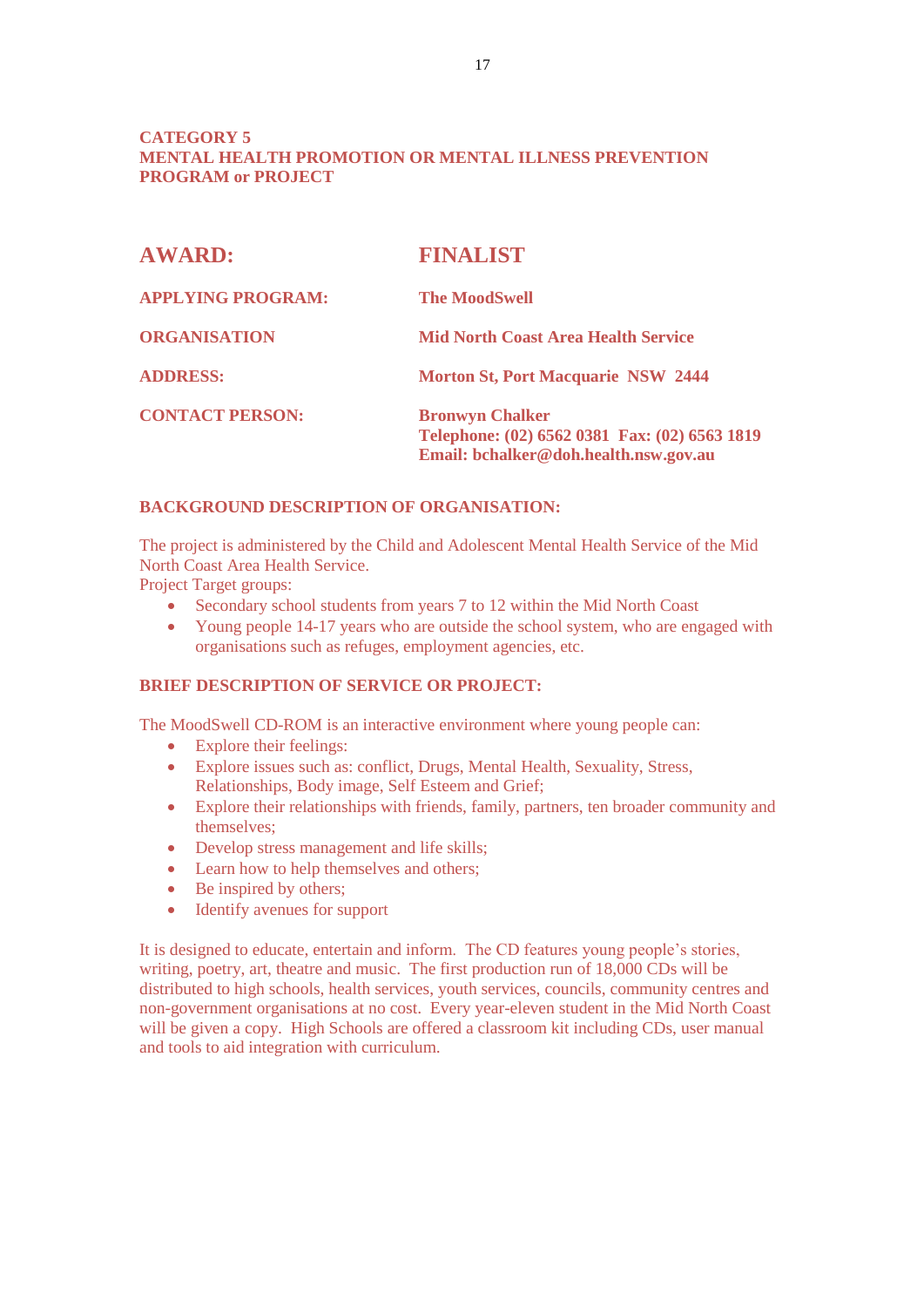**CATEGORY 5**
**MENTAL HEALTH PROMOTION OR MENTAL ILLNESS PREVENTION PROGRAM or PROJECT**

| | |
|---|---|
| **AWARD:** | **FINALIST** |
| **APPLYING PROGRAM:** | **The MoodSwell** |
| **ORGANISATION** | **Mid North Coast Area Health Service** |
| **ADDRESS:** | **Morton St, Port Macquarie NSW 2444** |
| **CONTACT PERSON:** | **Bronwyn Chalker**<br>**Telephone: (02) 6562 0381 Fax: (02) 6563 1819**<br>**Email: bchalker@doh.health.nsw.gov.au** |

**BACKGROUND DESCRIPTION OF ORGANISATION:**

The project is administered by the Child and Adolescent Mental Health Service of the Mid North Coast Area Health Service.
Project Target groups:

- Secondary school students from years 7 to 12 within the Mid North Coast
- Young people 14-17 years who are outside the school system, who are engaged with organisations such as refuges, employment agencies, etc.

**BRIEF DESCRIPTION OF SERVICE OR PROJECT:**

The MoodSwell CD-ROM is an interactive environment where young people can:

- Explore their feelings:
- Explore issues such as: conflict, Drugs, Mental Health, Sexuality, Stress, Relationships, Body image, Self Esteem and Grief;
- Explore their relationships with friends, family, partners, ten broader community and themselves;
- Develop stress management and life skills;
- Learn how to help themselves and others;
- Be inspired by others;
- Identify avenues for support

It is designed to educate, entertain and inform. The CD features young people's stories, writing, poetry, art, theatre and music. The first production run of 18,000 CDs will be distributed to high schools, health services, youth services, councils, community centres and non-government organisations at no cost. Every year-eleven student in the Mid North Coast will be given a copy. High Schools are offered a classroom kit including CDs, user manual and tools to aid integration with curriculum.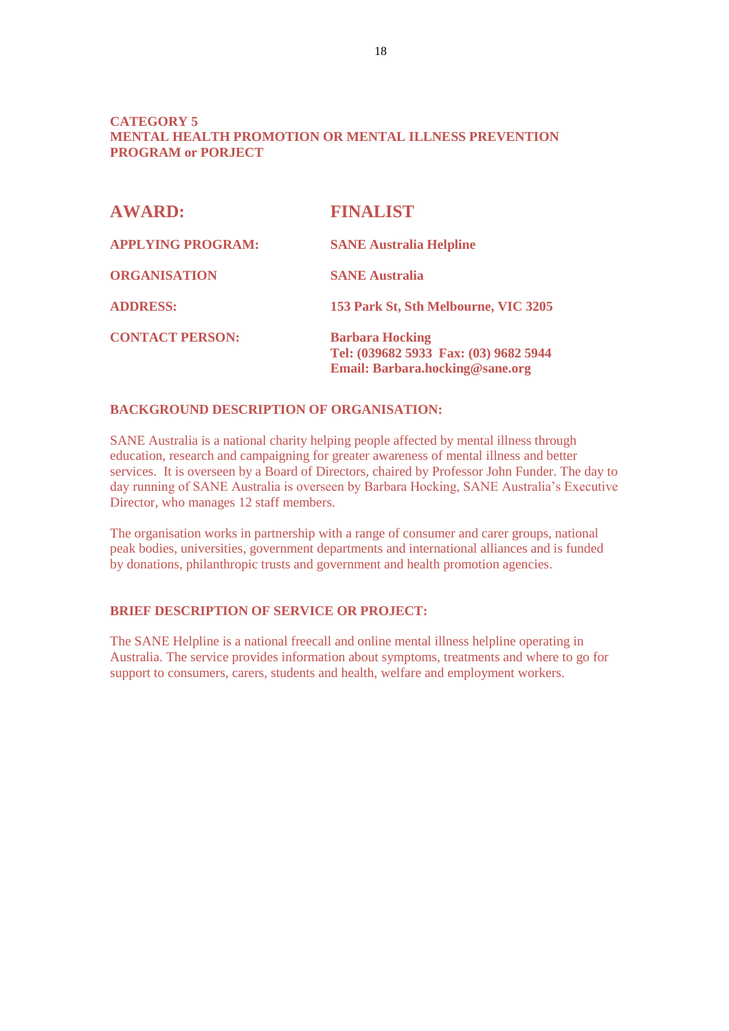## CATEGORY 5
## MENTAL HEALTH PROMOTION OR MENTAL ILLNESS PREVENTION PROGRAM or PORJECT

| | |
|---|---|
| **AWARD:** | **FINALIST** |
| **APPLYING PROGRAM:** | **SANE Australia Helpline** |
| **ORGANISATION** | **SANE Australia** |
| **ADDRESS:** | **153 Park St, Sth Melbourne, VIC 3205** |
| **CONTACT PERSON:** | **Barbara Hocking**<br>**Tel: (039682 5933 Fax: (03) 9682 5944**<br>**Email: Barbara.hocking@sane.org** |

### BACKGROUND DESCRIPTION OF ORGANISATION:

SANE Australia is a national charity helping people affected by mental illness through education, research and campaigning for greater awareness of mental illness and better services. It is overseen by a Board of Directors, chaired by Professor John Funder. The day to day running of SANE Australia is overseen by Barbara Hocking, SANE Australia's Executive Director, who manages 12 staff members.

The organisation works in partnership with a range of consumer and carer groups, national peak bodies, universities, government departments and international alliances and is funded by donations, philanthropic trusts and government and health promotion agencies.

### BRIEF DESCRIPTION OF SERVICE OR PROJECT:

The SANE Helpline is a national freecall and online mental illness helpline operating in Australia. The service provides information about symptoms, treatments and where to go for support to consumers, carers, students and health, welfare and employment workers.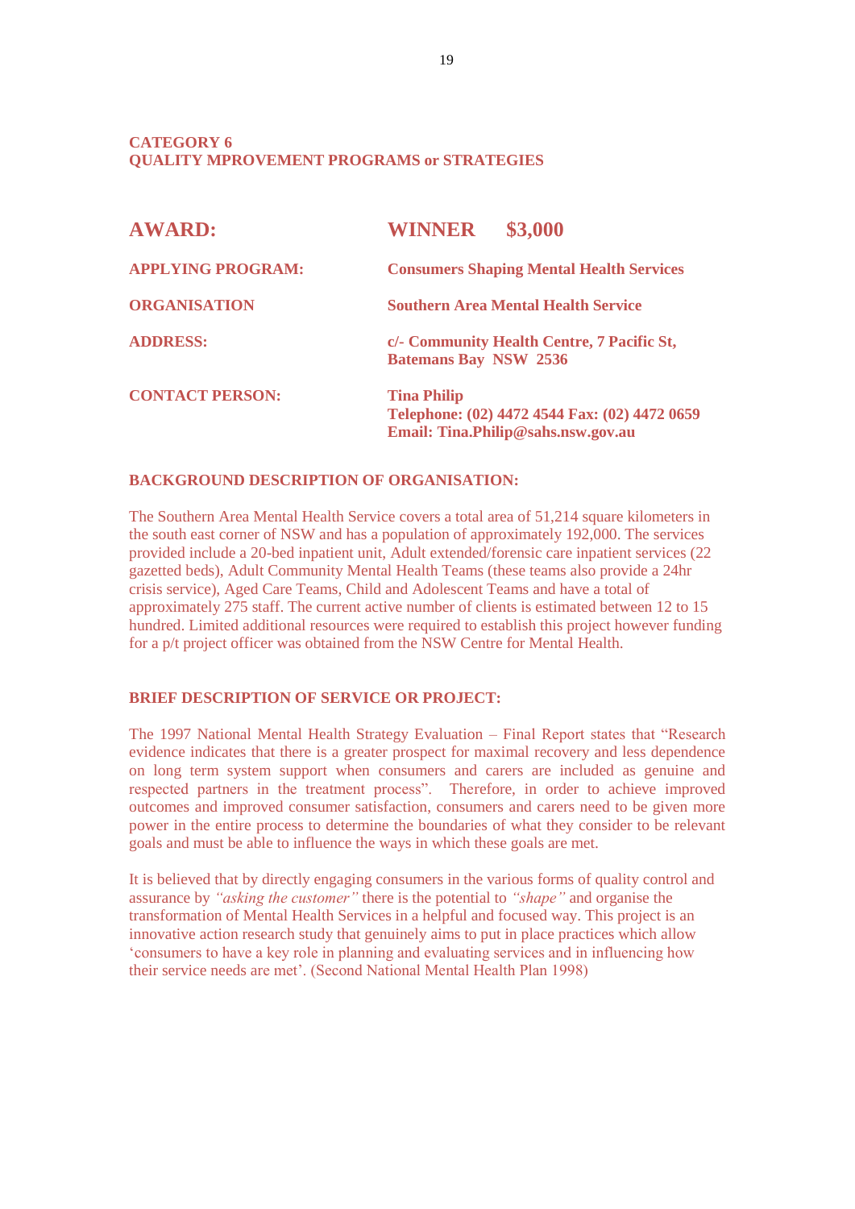**CATEGORY 6**
**QUALITY MPROVEMENT PROGRAMS or STRATEGIES**

| | |
|---|---|
| **AWARD:** | **WINNER $3,000** |
| **APPLYING PROGRAM:** | **Consumers Shaping Mental Health Services** |
| **ORGANISATION** | **Southern Area Mental Health Service** |
| **ADDRESS:** | **c/- Community Health Centre, 7 Pacific St, Batemans Bay NSW 2536** |
| **CONTACT PERSON:** | **Tina Philip**<br>**Telephone: (02) 4472 4544 Fax: (02) 4472 0659**<br>**Email: Tina.Philip@sahs.nsw.gov.au** |

**BACKGROUND DESCRIPTION OF ORGANISATION:**

The Southern Area Mental Health Service covers a total area of 51,214 square kilometers in the south east corner of NSW and has a population of approximately 192,000. The services provided include a 20-bed inpatient unit, Adult extended/forensic care inpatient services (22 gazetted beds), Adult Community Mental Health Teams (these teams also provide a 24hr crisis service), Aged Care Teams, Child and Adolescent Teams and have a total of approximately 275 staff. The current active number of clients is estimated between 12 to 15 hundred. Limited additional resources were required to establish this project however funding for a p/t project officer was obtained from the NSW Centre for Mental Health.

**BRIEF DESCRIPTION OF SERVICE OR PROJECT:**

The 1997 National Mental Health Strategy Evaluation – Final Report states that "Research evidence indicates that there is a greater prospect for maximal recovery and less dependence on long term system support when consumers and carers are included as genuine and respected partners in the treatment process". Therefore, in order to achieve improved outcomes and improved consumer satisfaction, consumers and carers need to be given more power in the entire process to determine the boundaries of what they consider to be relevant goals and must be able to influence the ways in which these goals are met.

It is believed that by directly engaging consumers in the various forms of quality control and assurance by *"asking the customer"* there is the potential to *"shape"* and organise the transformation of Mental Health Services in a helpful and focused way. This project is an innovative action research study that genuinely aims to put in place practices which allow 'consumers to have a key role in planning and evaluating services and in influencing how their service needs are met'. (Second National Mental Health Plan 1998)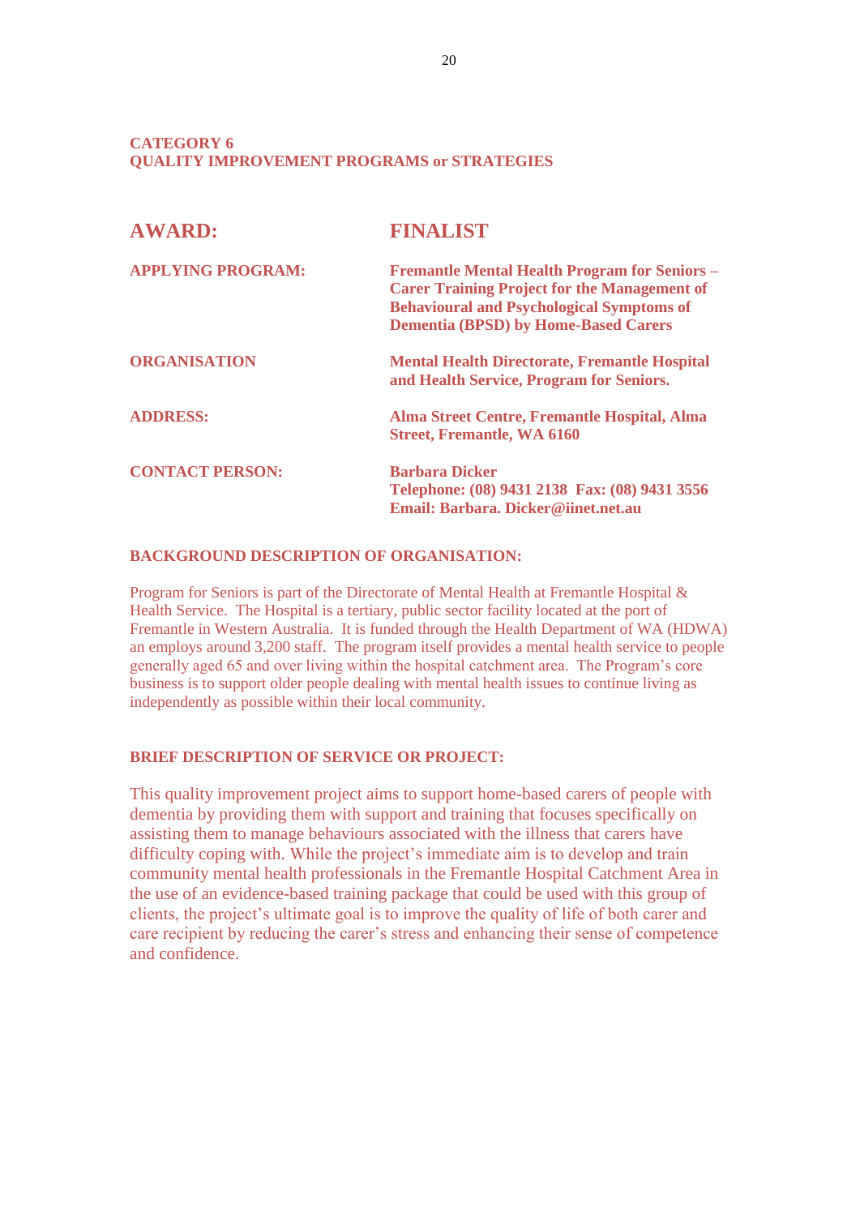**CATEGORY 6**
**QUALITY IMPROVEMENT PROGRAMS or STRATEGIES**

| | |
|---|---|
| **AWARD:** | **FINALIST** |
| **APPLYING PROGRAM:** | **Fremantle Mental Health Program for Seniors – Carer Training Project for the Management of Behavioural and Psychological Symptoms of Dementia (BPSD) by Home-Based Carers** |
| **ORGANISATION** | **Mental Health Directorate, Fremantle Hospital and Health Service, Program for Seniors.** |
| **ADDRESS:** | **Alma Street Centre, Fremantle Hospital, Alma Street, Fremantle, WA 6160** |
| **CONTACT PERSON:** | **Barbara Dicker**<br>**Telephone: (08) 9431 2138 Fax: (08) 9431 3556**<br>**Email: Barbara. Dicker@iinet.net.au** |

**BACKGROUND DESCRIPTION OF ORGANISATION:**

Program for Seniors is part of the Directorate of Mental Health at Fremantle Hospital & Health Service. The Hospital is a tertiary, public sector facility located at the port of Fremantle in Western Australia. It is funded through the Health Department of WA (HDWA) an employs around 3,200 staff. The program itself provides a mental health service to people generally aged 65 and over living within the hospital catchment area. The Program's core business is to support older people dealing with mental health issues to continue living as independently as possible within their local community.

**BRIEF DESCRIPTION OF SERVICE OR PROJECT:**

This quality improvement project aims to support home-based carers of people with dementia by providing them with support and training that focuses specifically on assisting them to manage behaviours associated with the illness that carers have difficulty coping with. While the project's immediate aim is to develop and train community mental health professionals in the Fremantle Hospital Catchment Area in the use of an evidence-based training package that could be used with this group of clients, the project's ultimate goal is to improve the quality of life of both carer and care recipient by reducing the carer's stress and enhancing their sense of competence and confidence.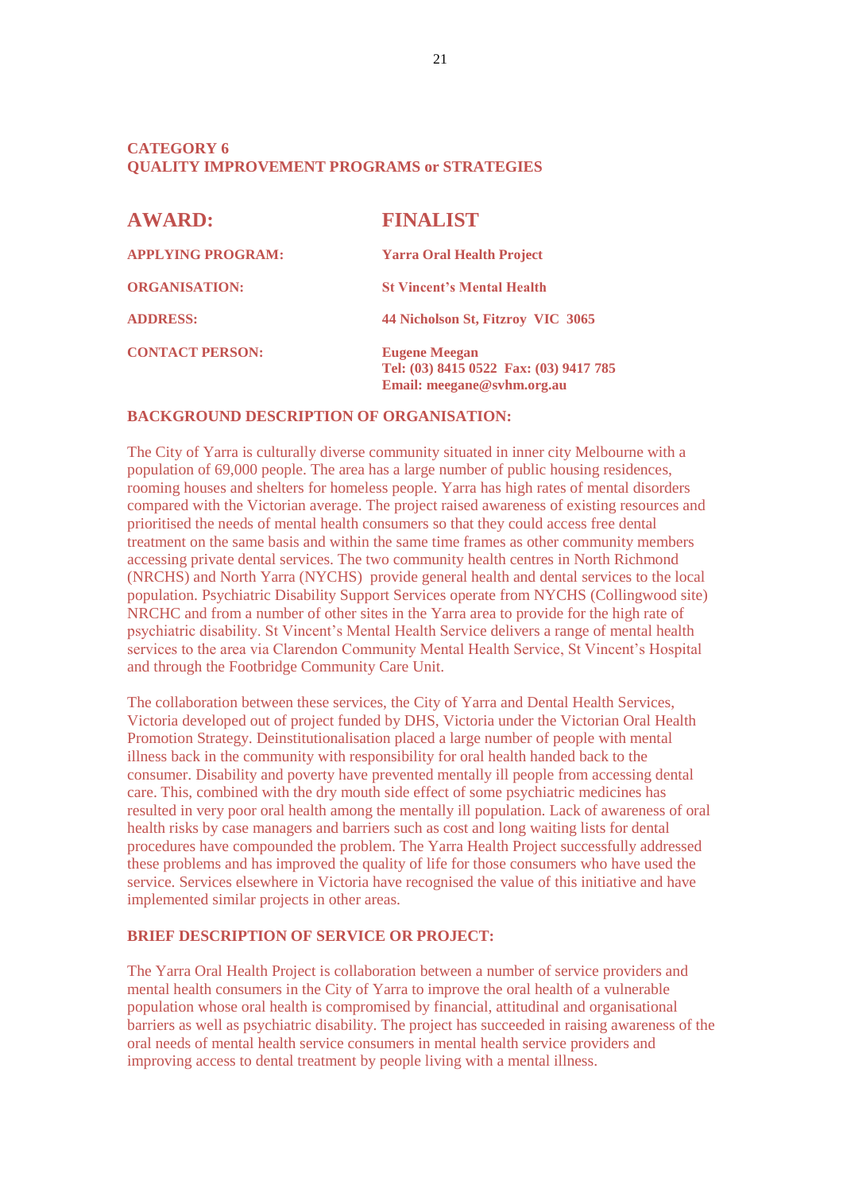## CATEGORY 6
## QUALITY IMPROVEMENT PROGRAMS or STRATEGIES

| **AWARD:** | **FINALIST** |
|---|---|
| **APPLYING PROGRAM:** | **Yarra Oral Health Project** |
| **ORGANISATION:** | **St Vincent's Mental Health** |
| **ADDRESS:** | **44 Nicholson St, Fitzroy VIC 3065** |
| **CONTACT PERSON:** | **Eugene Meegan**<br>**Tel: (03) 8415 0522 Fax: (03) 9417 785**<br>**Email: meegane@svhm.org.au** |

### BACKGROUND DESCRIPTION OF ORGANISATION:

The City of Yarra is culturally diverse community situated in inner city Melbourne with a population of 69,000 people. The area has a large number of public housing residences, rooming houses and shelters for homeless people. Yarra has high rates of mental disorders compared with the Victorian average. The project raised awareness of existing resources and prioritised the needs of mental health consumers so that they could access free dental treatment on the same basis and within the same time frames as other community members accessing private dental services. The two community health centres in North Richmond (NRCHS) and North Yarra (NYCHS) provide general health and dental services to the local population. Psychiatric Disability Support Services operate from NYCHS (Collingwood site) NRCHC and from a number of other sites in the Yarra area to provide for the high rate of psychiatric disability. St Vincent's Mental Health Service delivers a range of mental health services to the area via Clarendon Community Mental Health Service, St Vincent's Hospital and through the Footbridge Community Care Unit.

The collaboration between these services, the City of Yarra and Dental Health Services, Victoria developed out of project funded by DHS, Victoria under the Victorian Oral Health Promotion Strategy. Deinstitutionalisation placed a large number of people with mental illness back in the community with responsibility for oral health handed back to the consumer. Disability and poverty have prevented mentally ill people from accessing dental care. This, combined with the dry mouth side effect of some psychiatric medicines has resulted in very poor oral health among the mentally ill population. Lack of awareness of oral health risks by case managers and barriers such as cost and long waiting lists for dental procedures have compounded the problem. The Yarra Health Project successfully addressed these problems and has improved the quality of life for those consumers who have used the service. Services elsewhere in Victoria have recognised the value of this initiative and have implemented similar projects in other areas.

### BRIEF DESCRIPTION OF SERVICE OR PROJECT:

The Yarra Oral Health Project is collaboration between a number of service providers and mental health consumers in the City of Yarra to improve the oral health of a vulnerable population whose oral health is compromised by financial, attitudinal and organisational barriers as well as psychiatric disability. The project has succeeded in raising awareness of the oral needs of mental health service consumers in mental health service providers and improving access to dental treatment by people living with a mental illness.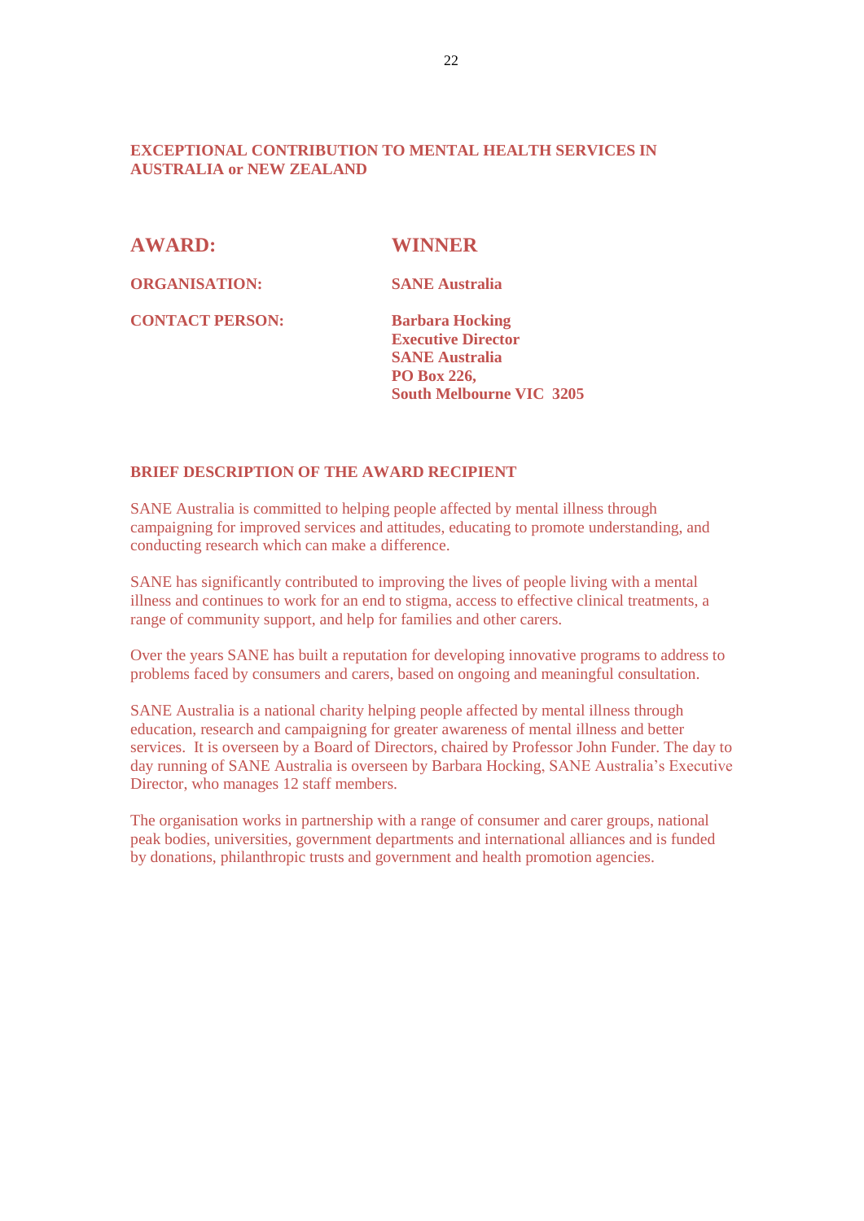## EXCEPTIONAL CONTRIBUTION TO MENTAL HEALTH SERVICES IN AUSTRALIA or NEW ZEALAND

| | |
|---|---|
| **AWARD:** | **WINNER** |
| **ORGANISATION:** | **SANE Australia** |
| **CONTACT PERSON:** | **Barbara Hocking**<br>**Executive Director**<br>**SANE Australia**<br>**PO Box 226,**<br>**South Melbourne VIC 3205** |

### BRIEF DESCRIPTION OF THE AWARD RECIPIENT

SANE Australia is committed to helping people affected by mental illness through campaigning for improved services and attitudes, educating to promote understanding, and conducting research which can make a difference.

SANE has significantly contributed to improving the lives of people living with a mental illness and continues to work for an end to stigma, access to effective clinical treatments, a range of community support, and help for families and other carers.

Over the years SANE has built a reputation for developing innovative programs to address to problems faced by consumers and carers, based on ongoing and meaningful consultation.

SANE Australia is a national charity helping people affected by mental illness through education, research and campaigning for greater awareness of mental illness and better services. It is overseen by a Board of Directors, chaired by Professor John Funder. The day to day running of SANE Australia is overseen by Barbara Hocking, SANE Australia's Executive Director, who manages 12 staff members.

The organisation works in partnership with a range of consumer and carer groups, national peak bodies, universities, government departments and international alliances and is funded by donations, philanthropic trusts and government and health promotion agencies.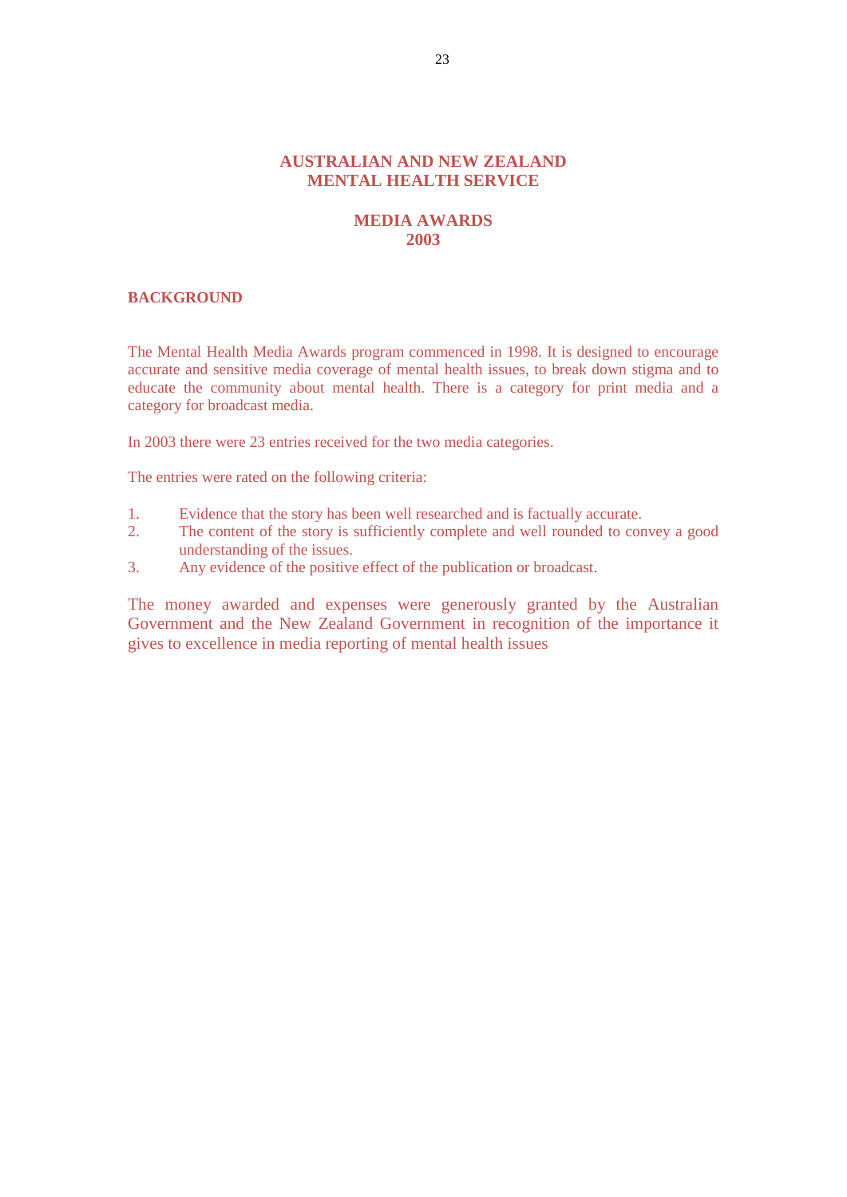# AUSTRALIAN AND NEW ZEALAND MENTAL HEALTH SERVICE

## MEDIA AWARDS 2003

### BACKGROUND

The Mental Health Media Awards program commenced in 1998. It is designed to encourage accurate and sensitive media coverage of mental health issues, to break down stigma and to educate the community about mental health. There is a category for print media and a category for broadcast media.

In 2003 there were 23 entries received for the two media categories.

The entries were rated on the following criteria:

1. Evidence that the story has been well researched and is factually accurate.
2. The content of the story is sufficiently complete and well rounded to convey a good understanding of the issues.
3. Any evidence of the positive effect of the publication or broadcast.

The money awarded and expenses were generously granted by the Australian Government and the New Zealand Government in recognition of the importance it gives to excellence in media reporting of mental health issues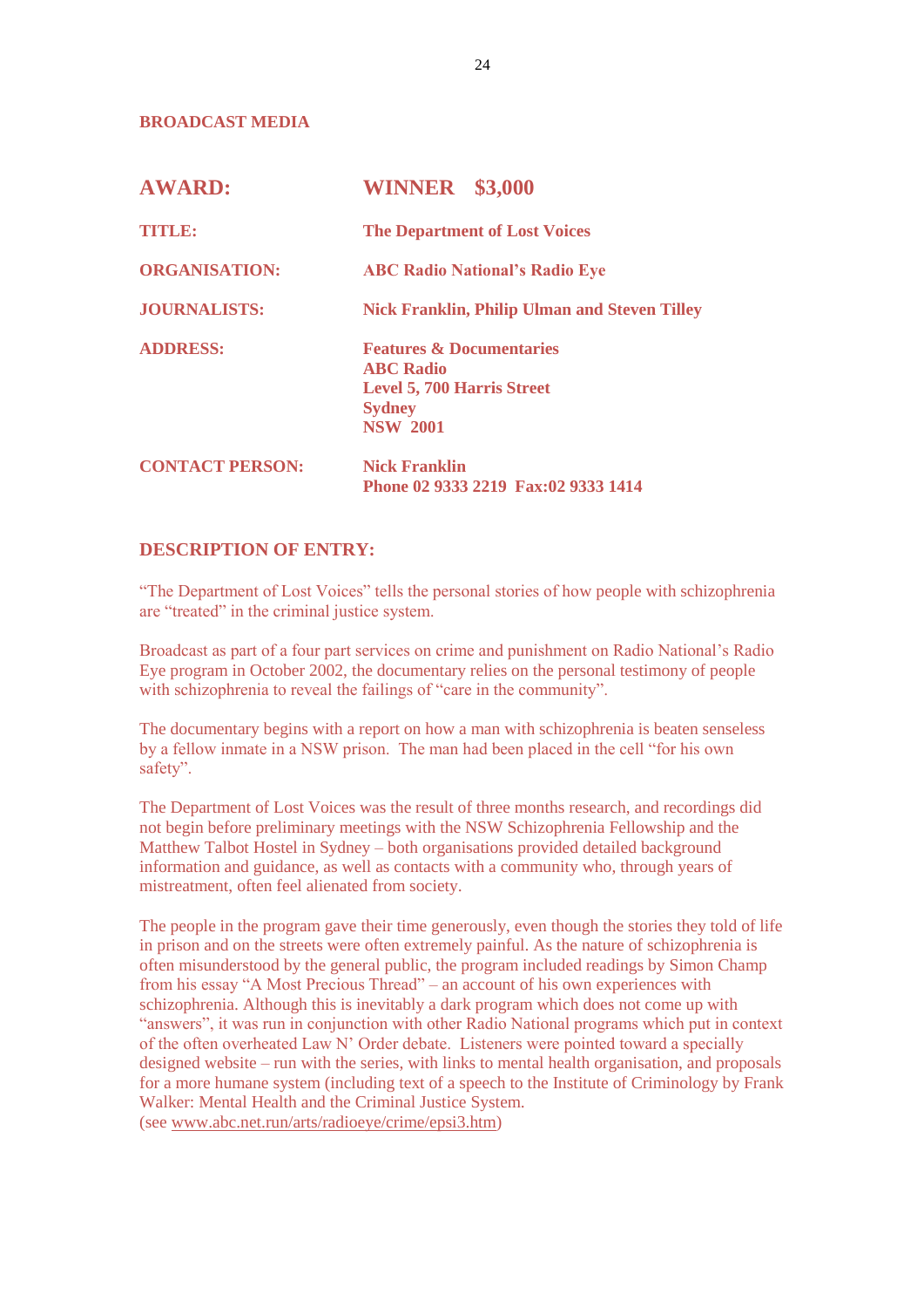**BROADCAST MEDIA**

| | |
|---|---|
| **AWARD:** | **WINNER $3,000** |
| **TITLE:** | **The Department of Lost Voices** |
| **ORGANISATION:** | **ABC Radio National's Radio Eye** |
| **JOURNALISTS:** | **Nick Franklin, Philip Ulman and Steven Tilley** |
| **ADDRESS:** | **Features & Documentaries**<br>**ABC Radio**<br>**Level 5, 700 Harris Street**<br>**Sydney**<br>**NSW 2001** |
| **CONTACT PERSON:** | **Nick Franklin**<br>**Phone 02 9333 2219 Fax:02 9333 1414** |

## DESCRIPTION OF ENTRY:

"The Department of Lost Voices" tells the personal stories of how people with schizophrenia are "treated" in the criminal justice system.

Broadcast as part of a four part services on crime and punishment on Radio National's Radio Eye program in October 2002, the documentary relies on the personal testimony of people with schizophrenia to reveal the failings of "care in the community".

The documentary begins with a report on how a man with schizophrenia is beaten senseless by a fellow inmate in a NSW prison. The man had been placed in the cell "for his own safety".

The Department of Lost Voices was the result of three months research, and recordings did not begin before preliminary meetings with the NSW Schizophrenia Fellowship and the Matthew Talbot Hostel in Sydney – both organisations provided detailed background information and guidance, as well as contacts with a community who, through years of mistreatment, often feel alienated from society.

The people in the program gave their time generously, even though the stories they told of life in prison and on the streets were often extremely painful. As the nature of schizophrenia is often misunderstood by the general public, the program included readings by Simon Champ from his essay "A Most Precious Thread" – an account of his own experiences with schizophrenia. Although this is inevitably a dark program which does not come up with "answers", it was run in conjunction with other Radio National programs which put in context of the often overheated Law N' Order debate. Listeners were pointed toward a specially designed website – run with the series, with links to mental health organisation, and proposals for a more humane system (including text of a speech to the Institute of Criminology by Frank Walker: Mental Health and the Criminal Justice System.
(see www.abc.net.run/arts/radioeye/crime/epsi3.htm)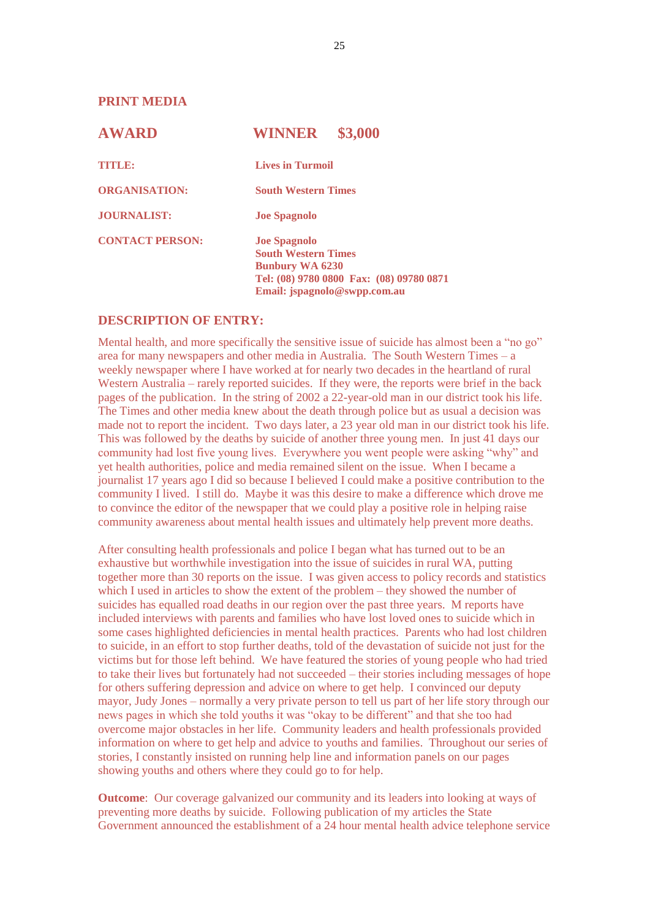## PRINT MEDIA

| **AWARD** | **WINNER $3,000** |
|---|---|
| **TITLE:** | **Lives in Turmoil** |
| **ORGANISATION:** | **South Western Times** |
| **JOURNALIST:** | **Joe Spagnolo** |
| **CONTACT PERSON:** | **Joe Spagnolo**<br>**South Western Times**<br>**Bunbury WA 6230**<br>**Tel: (08) 9780 0800 Fax: (08) 09780 0871**<br>**Email: jspagnolo@swpp.com.au** |

## DESCRIPTION OF ENTRY:

Mental health, and more specifically the sensitive issue of suicide has almost been a "no go" area for many newspapers and other media in Australia. The South Western Times – a weekly newspaper where I have worked at for nearly two decades in the heartland of rural Western Australia – rarely reported suicides. If they were, the reports were brief in the back pages of the publication. In the string of 2002 a 22-year-old man in our district took his life. The Times and other media knew about the death through police but as usual a decision was made not to report the incident. Two days later, a 23 year old man in our district took his life. This was followed by the deaths by suicide of another three young men. In just 41 days our community had lost five young lives. Everywhere you went people were asking "why" and yet health authorities, police and media remained silent on the issue. When I became a journalist 17 years ago I did so because I believed I could make a positive contribution to the community I lived. I still do. Maybe it was this desire to make a difference which drove me to convince the editor of the newspaper that we could play a positive role in helping raise community awareness about mental health issues and ultimately help prevent more deaths.

After consulting health professionals and police I began what has turned out to be an exhaustive but worthwhile investigation into the issue of suicides in rural WA, putting together more than 30 reports on the issue. I was given access to policy records and statistics which I used in articles to show the extent of the problem – they showed the number of suicides has equalled road deaths in our region over the past three years. M reports have included interviews with parents and families who have lost loved ones to suicide which in some cases highlighted deficiencies in mental health practices. Parents who had lost children to suicide, in an effort to stop further deaths, told of the devastation of suicide not just for the victims but for those left behind. We have featured the stories of young people who had tried to take their lives but fortunately had not succeeded – their stories including messages of hope for others suffering depression and advice on where to get help. I convinced our deputy mayor, Judy Jones – normally a very private person to tell us part of her life story through our news pages in which she told youths it was "okay to be different" and that she too had overcome major obstacles in her life. Community leaders and health professionals provided information on where to get help and advice to youths and families. Throughout our series of stories, I constantly insisted on running help line and information panels on our pages showing youths and others where they could go to for help.

**Outcome**: Our coverage galvanized our community and its leaders into looking at ways of preventing more deaths by suicide. Following publication of my articles the State Government announced the establishment of a 24 hour mental health advice telephone service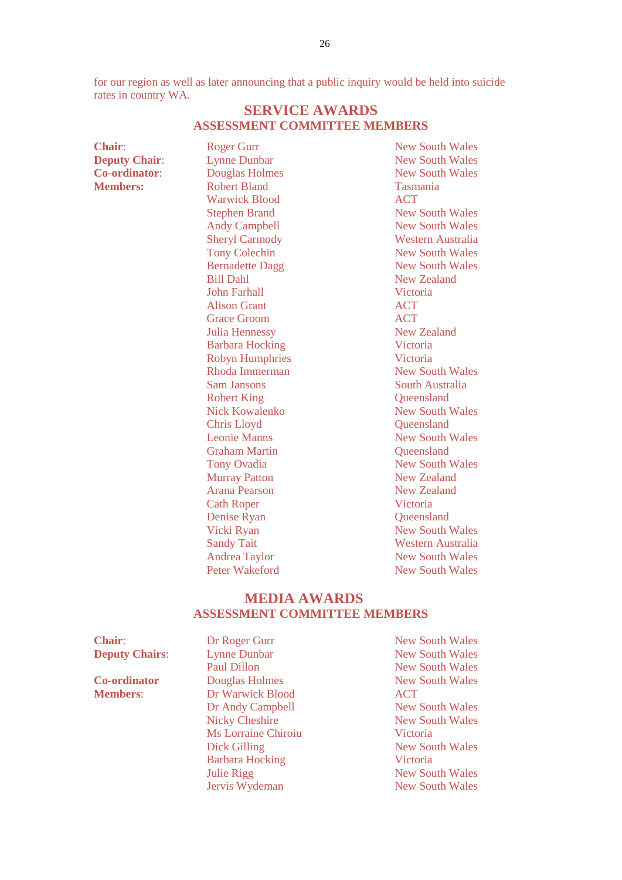for our region as well as later announcing that a public inquiry would be held into suicide rates in country WA.

## SERVICE AWARDS
### ASSESSMENT COMMITTEE MEMBERS

| | | |
|---|---|---|
| **Chair**: | Roger Gurr | New South Wales |
| **Deputy Chair**: | Lynne Dunbar | New South Wales |
| **Co-ordinator**: | Douglas Holmes | New South Wales |
| **Members:** | Robert Bland | Tasmania |
| | Warwick Blood | ACT |
| | Stephen Brand | New South Wales |
| | Andy Campbell | New South Wales |
| | Sheryl Carmody | Western Australia |
| | Tony Colechin | New South Wales |
| | Bernadette Dagg | New South Wales |
| | Bill Dahl | New Zealand |
| | John Farhall | Victoria |
| | Alison Grant | ACT |
| | Grace Groom | ACT |
| | Julia Hennessy | New Zealand |
| | Barbara Hocking | Victoria |
| | Robyn Humphries | Victoria |
| | Rhoda Immerman | New South Wales |
| | Sam Jansons | South Australia |
| | Robert King | Queensland |
| | Nick Kowalenko | New South Wales |
| | Chris Lloyd | Queensland |
| | Leonie Manns | New South Wales |
| | Graham Martin | Queensland |
| | Tony Ovadia | New South Wales |
| | Murray Patton | New Zealand |
| | Arana Pearson | New Zealand |
| | Cath Roper | Victoria |
| | Denise Ryan | Queensland |
| | Vicki Ryan | New South Wales |
| | Sandy Tait | Western Australia |
| | Andrea Taylor | New South Wales |
| | Peter Wakeford | New South Wales |

## MEDIA AWARDS
### ASSESSMENT COMMITTEE MEMBERS

| | | |
|---|---|---|
| **Chair**: | Dr Roger Gurr | New South Wales |
| **Deputy Chairs**: | Lynne Dunbar | New South Wales |
| | Paul Dillon | New South Wales |
| **Co-ordinator** | Douglas Holmes | New South Wales |
| **Members**: | Dr Warwick Blood | ACT |
| | Dr Andy Campbell | New South Wales |
| | Nicky Cheshire | New South Wales |
| | Ms Lorraine Chiroiu | Victoria |
| | Dick Gilling | New South Wales |
| | Barbara Hocking | Victoria |
| | Julie Rigg | New South Wales |
| | Jervis Wydeman | New South Wales |